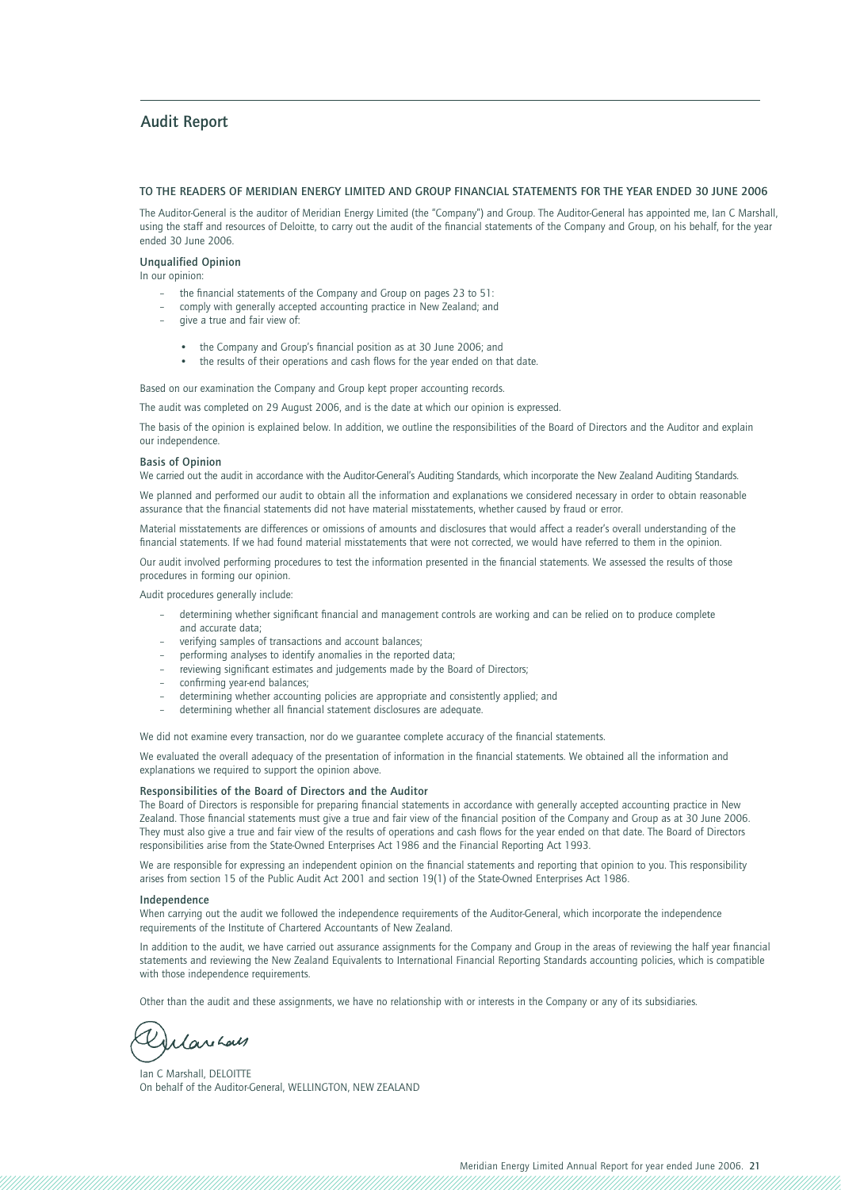# Audit Report

## TO THE READERS OF MERIDIAN ENERGY LIMITED AND GROUP FINANCIAL STATEMENTS FOR THE YEAR ENDED 30 JUNE 2006

The Auditor-General is the auditor of Meridian Energy Limited (the "Company") and Group. The Auditor-General has appointed me, Ian C Marshall, using the staff and resources of Deloitte, to carry out the audit of the financial statements of the Company and Group, on his behalf, for the year ended 30 June 2006.

### Unqualified Opinion

In our opinion:

- the financial statements of the Company and Group on pages 23 to 51:
- comply with generally accepted accounting practice in New Zealand; and
- give a true and fair view of:
    - the Company and Group's financial position as at 30 June 2006; and
    - the results of their operations and cash flows for the year ended on that date.

Based on our examination the Company and Group kept proper accounting records.

The audit was completed on 29 August 2006, and is the date at which our opinion is expressed.

The basis of the opinion is explained below. In addition, we outline the responsibilities of the Board of Directors and the Auditor and explain our independence.

### Basis of Opinion

We carried out the audit in accordance with the Auditor-General's Auditing Standards, which incorporate the New Zealand Auditing Standards.

We planned and performed our audit to obtain all the information and explanations we considered necessary in order to obtain reasonable assurance that the financial statements did not have material misstatements, whether caused by fraud or error.

Material misstatements are differences or omissions of amounts and disclosures that would affect a reader's overall understanding of the financial statements. If we had found material misstatements that were not corrected, we would have referred to them in the opinion.

Our audit involved performing procedures to test the information presented in the financial statements. We assessed the results of those procedures in forming our opinion.

Audit procedures generally include:

- determining whether significant financial and management controls are working and can be relied on to produce complete and accurate data;
- verifying samples of transactions and account balances;
- performing analyses to identify anomalies in the reported data;
- reviewing significant estimates and judgements made by the Board of Directors;
- confirming year-end balances;
- determining whether accounting policies are appropriate and consistently applied; and
- determining whether all financial statement disclosures are adequate.

We did not examine every transaction, nor do we guarantee complete accuracy of the financial statements.

We evaluated the overall adequacy of the presentation of information in the financial statements. We obtained all the information and explanations we required to support the opinion above.

### Responsibilities of the Board of Directors and the Auditor

The Board of Directors is responsible for preparing financial statements in accordance with generally accepted accounting practice in New Zealand. Those financial statements must give a true and fair view of the financial position of the Company and Group as at 30 June 2006. They must also give a true and fair view of the results of operations and cash flows for the year ended on that date. The Board of Directors responsibilities arise from the State-Owned Enterprises Act 1986 and the Financial Reporting Act 1993.

We are responsible for expressing an independent opinion on the financial statements and reporting that opinion to you. This responsibility arises from section 15 of the Public Audit Act 2001 and section 19(1) of the State-Owned Enterprises Act 1986.

### Independence

When carrying out the audit we followed the independence requirements of the Auditor-General, which incorporate the independence requirements of the Institute of Chartered Accountants of New Zealand.

In addition to the audit, we have carried out assurance assignments for the Company and Group in the areas of reviewing the half year financial statements and reviewing the New Zealand Equivalents to International Financial Reporting Standards accounting policies, which is compatible with those independence requirements.

Other than the audit and these assignments, we have no relationship with or interests in the Company or any of its subsidiaries.

Ian C Marshall, DELOITTE
On behalf of the Auditor-General, WELLINGTON, NEW ZEALAND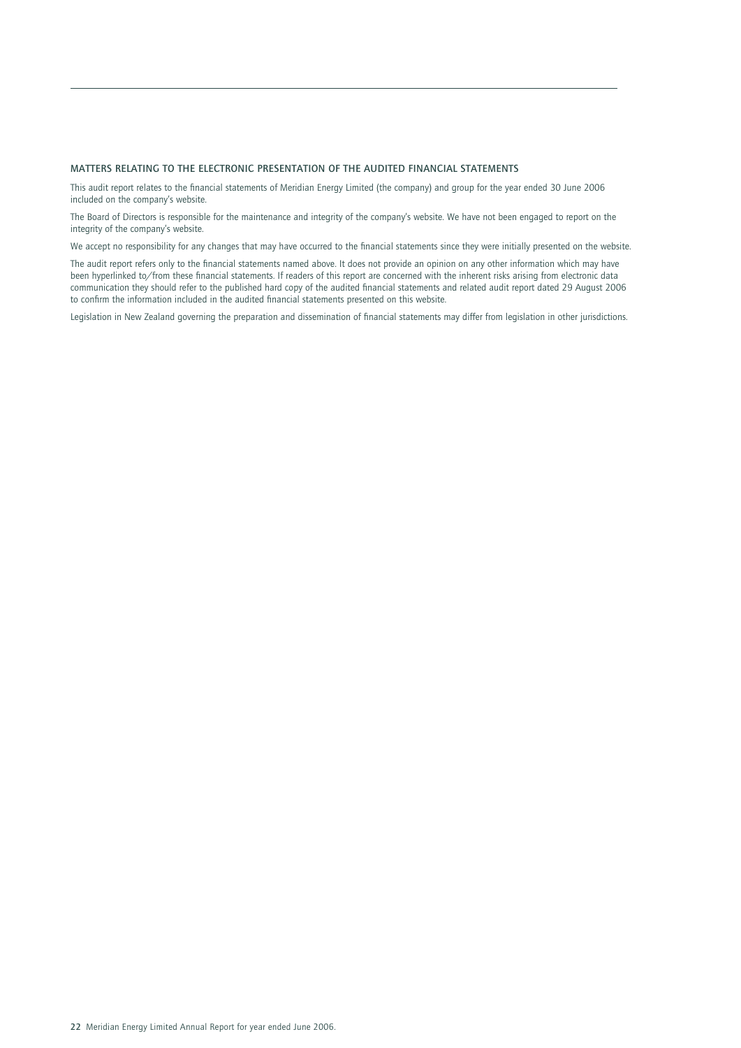## MATTERS RELATING TO THE ELECTRONIC PRESENTATION OF THE AUDITED FINANCIAL STATEMENTS

This audit report relates to the financial statements of Meridian Energy Limited (the company) and group for the year ended 30 June 2006 included on the company's website.

The Board of Directors is responsible for the maintenance and integrity of the company's website. We have not been engaged to report on the integrity of the company's website.

We accept no responsibility for any changes that may have occurred to the financial statements since they were initially presented on the website.

The audit report refers only to the financial statements named above. It does not provide an opinion on any other information which may have been hyperlinked to/from these financial statements. If readers of this report are concerned with the inherent risks arising from electronic data communication they should refer to the published hard copy of the audited financial statements and related audit report dated 29 August 2006 to confirm the information included in the audited financial statements presented on this website.

Legislation in New Zealand governing the preparation and dissemination of financial statements may differ from legislation in other jurisdictions.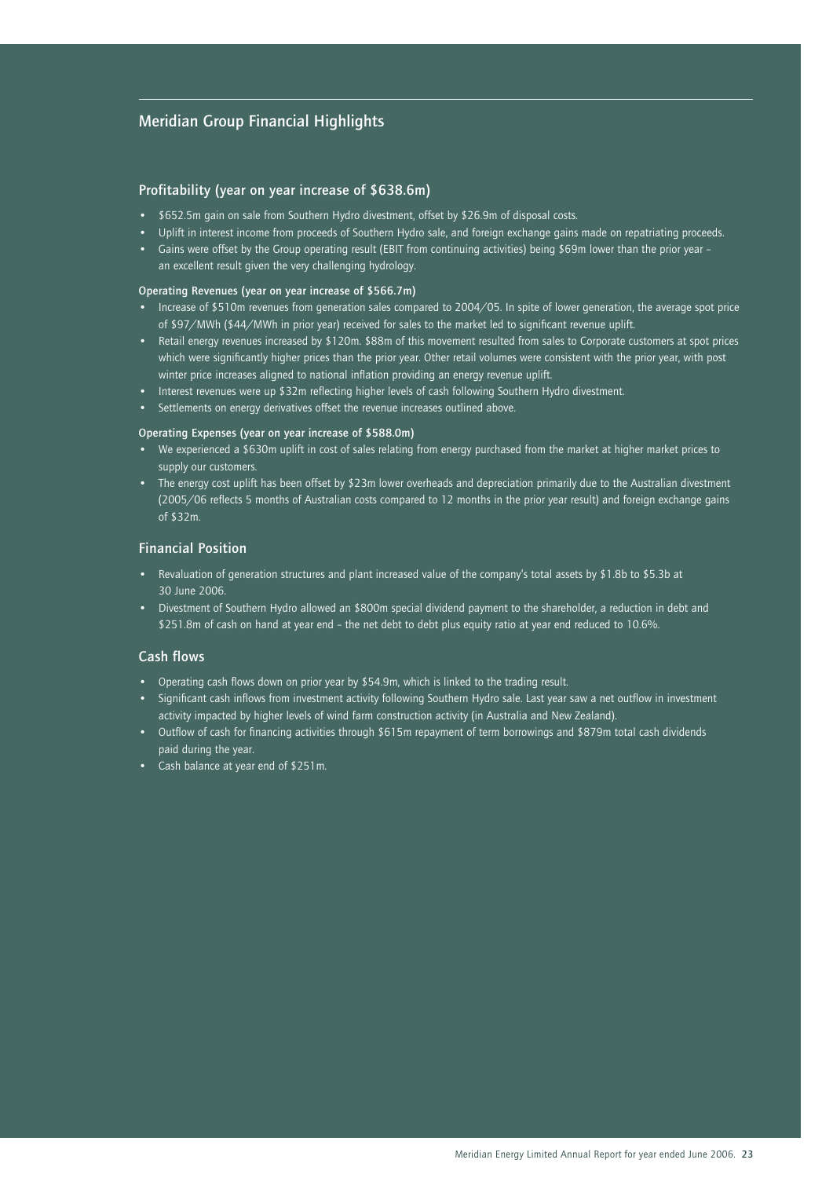## Meridian Group Financial Highlights

### Profitability (year on year increase of $638.6m)

- $652.5m gain on sale from Southern Hydro divestment, offset by $26.9m of disposal costs.
- Uplift in interest income from proceeds of Southern Hydro sale, and foreign exchange gains made on repatriating proceeds.
- Gains were offset by the Group operating result (EBIT from continuing activities) being $69m lower than the prior year – an excellent result given the very challenging hydrology.

#### Operating Revenues (year on year increase of $566.7m)

- Increase of $510m revenues from generation sales compared to 2004/05. In spite of lower generation, the average spot price of $97/MWh ($44/MWh in prior year) received for sales to the market led to significant revenue uplift.
- Retail energy revenues increased by $120m. $88m of this movement resulted from sales to Corporate customers at spot prices which were significantly higher prices than the prior year. Other retail volumes were consistent with the prior year, with post winter price increases aligned to national inflation providing an energy revenue uplift.
- Interest revenues were up $32m reflecting higher levels of cash following Southern Hydro divestment.
- Settlements on energy derivatives offset the revenue increases outlined above.

#### Operating Expenses (year on year increase of $588.0m)

- We experienced a $630m uplift in cost of sales relating from energy purchased from the market at higher market prices to supply our customers.
- The energy cost uplift has been offset by $23m lower overheads and depreciation primarily due to the Australian divestment (2005/06 reflects 5 months of Australian costs compared to 12 months in the prior year result) and foreign exchange gains of $32m.

### Financial Position

- Revaluation of generation structures and plant increased value of the company's total assets by $1.8b to $5.3b at 30 June 2006.
- Divestment of Southern Hydro allowed an $800m special dividend payment to the shareholder, a reduction in debt and $251.8m of cash on hand at year end – the net debt to debt plus equity ratio at year end reduced to 10.6%.

### Cash flows

- Operating cash flows down on prior year by $54.9m, which is linked to the trading result.
- Significant cash inflows from investment activity following Southern Hydro sale. Last year saw a net outflow in investment activity impacted by higher levels of wind farm construction activity (in Australia and New Zealand).
- Outflow of cash for financing activities through $615m repayment of term borrowings and $879m total cash dividends paid during the year.
- Cash balance at year end of $251m.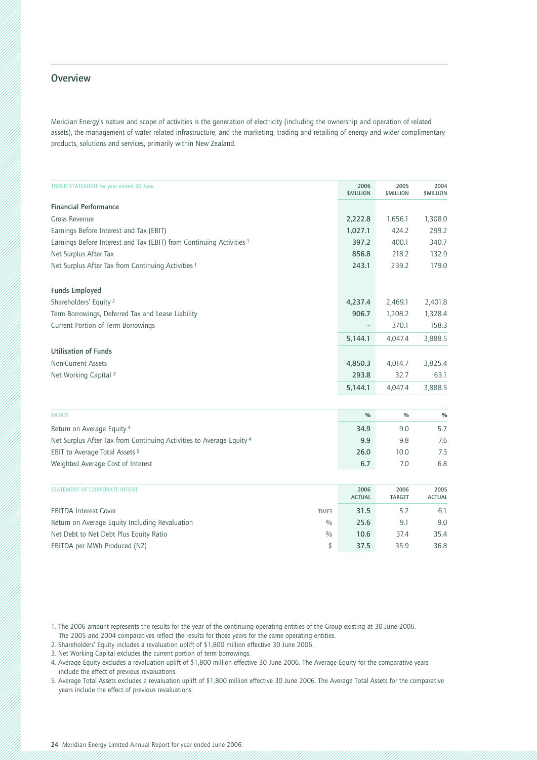## Overview

Meridian Energy's nature and scope of activities is the generation of electricity (including the ownership and operation of related assets), the management of water related infrastructure, and the marketing, trading and retailing of energy and wider complimentary products, solutions and services, primarily within New Zealand.

| TREND STATEMENT for year ended 30 June | 2006 $MILLION | 2005 $MILLION | 2004 $MILLION |
|---|---|---|---|
| **Financial Performance** | | | |
| Gross Revenue | **2,222.8** | 1,656.1 | 1,308.0 |
| Earnings Before Interest and Tax (EBIT) | **1,027.1** | 424.2 | 299.2 |
| Earnings Before Interest and Tax (EBIT) from Continuing Activities [1] | **397.2** | 400.1 | 340.7 |
| Net Surplus After Tax | **856.8** | 218.2 | 132.9 |
| Net Surplus After Tax from Continuing Activities [1] | **243.1** | 239.2 | 179.0 |
| **Funds Employed** | | | |
| Shareholders' Equity [2] | **4,237.4** | 2,469.1 | 2,401.8 |
| Term Borrowings, Deferred Tax and Lease Liability | **906.7** | 1,208.2 | 1,328.4 |
| Current Portion of Term Borrowings | – | 370.1 | 158.3 |
| | **5,144.1** | 4,047.4 | 3,888.5 |
| **Utilisation of Funds** | | | |
| Non-Current Assets | **4,850.3** | 4,014.7 | 3,825.4 |
| Net Working Capital [3] | **293.8** | 32.7 | 63.1 |
| | **5,144.1** | 4,047.4 | 3,888.5 |

| RATIOS | % | % | % |
|---|---|---|---|
| Return on Average Equity [4] | **34.9** | 9.0 | 5.7 |
| Net Surplus After Tax from Continuing Activities to Average Equity [4] | **9.9** | 9.8 | 7.6 |
| EBIT to Average Total Assets [5] | **26.0** | 10.0 | 7.3 |
| Weighted Average Cost of Interest | **6.7** | 7.0 | 6.8 |

| STATEMENT OF CORPORATE INTENT | | 2006 ACTUAL | 2006 TARGET | 2005 ACTUAL |
|---|---|---|---|---|
| EBITDA Interest Cover | TIMES | **31.5** | 5.2 | 6.1 |
| Return on Average Equity Including Revaluation | % | **25.6** | 9.1 | 9.0 |
| Net Debt to Net Debt Plus Equity Ratio | % | **10.6** | 37.4 | 35.4 |
| EBITDA per MWh Produced (NZ) | $ | **37.5** | 35.9 | 36.8 |

1. The 2006 amount represents the results for the year of the continuing operating entities of the Group existing at 30 June 2006. The 2005 and 2004 comparatives reflect the results for those years for the same operating entities.
2. Shareholders' Equity includes a revaluation uplift of $1,800 million effective 30 June 2006.
3. Net Working Capital excludes the current portion of term borrowings.
4. Average Equity excludes a revaluation uplift of $1,800 million effective 30 June 2006. The Average Equity for the comparative years include the effect of previous revaluations.
5. Average Total Assets excludes a revaluation uplift of $1,800 million effective 30 June 2006. The Average Total Assets for the comparative years include the effect of previous revaluations.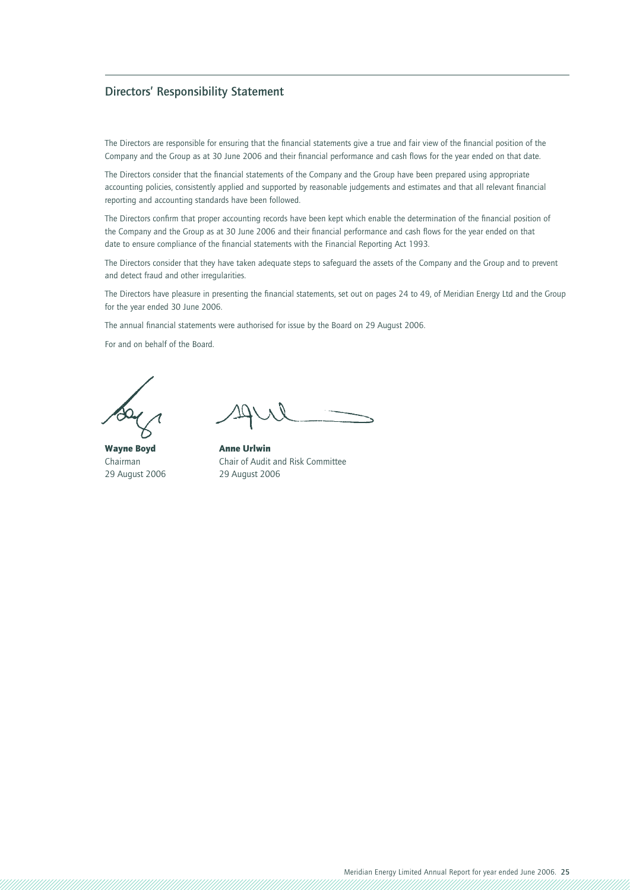## Directors' Responsibility Statement

The Directors are responsible for ensuring that the financial statements give a true and fair view of the financial position of the Company and the Group as at 30 June 2006 and their financial performance and cash flows for the year ended on that date.

The Directors consider that the financial statements of the Company and the Group have been prepared using appropriate accounting policies, consistently applied and supported by reasonable judgements and estimates and that all relevant financial reporting and accounting standards have been followed.

The Directors confirm that proper accounting records have been kept which enable the determination of the financial position of the Company and the Group as at 30 June 2006 and their financial performance and cash flows for the year ended on that date to ensure compliance of the financial statements with the Financial Reporting Act 1993.

The Directors consider that they have taken adequate steps to safeguard the assets of the Company and the Group and to prevent and detect fraud and other irregularities.

The Directors have pleasure in presenting the financial statements, set out on pages 24 to 49, of Meridian Energy Ltd and the Group for the year ended 30 June 2006.

The annual financial statements were authorised for issue by the Board on 29 August 2006.

For and on behalf of the Board.

**Wayne Boyd**
Chairman
29 August 2006

**Anne Urlwin**
Chair of Audit and Risk Committee
29 August 2006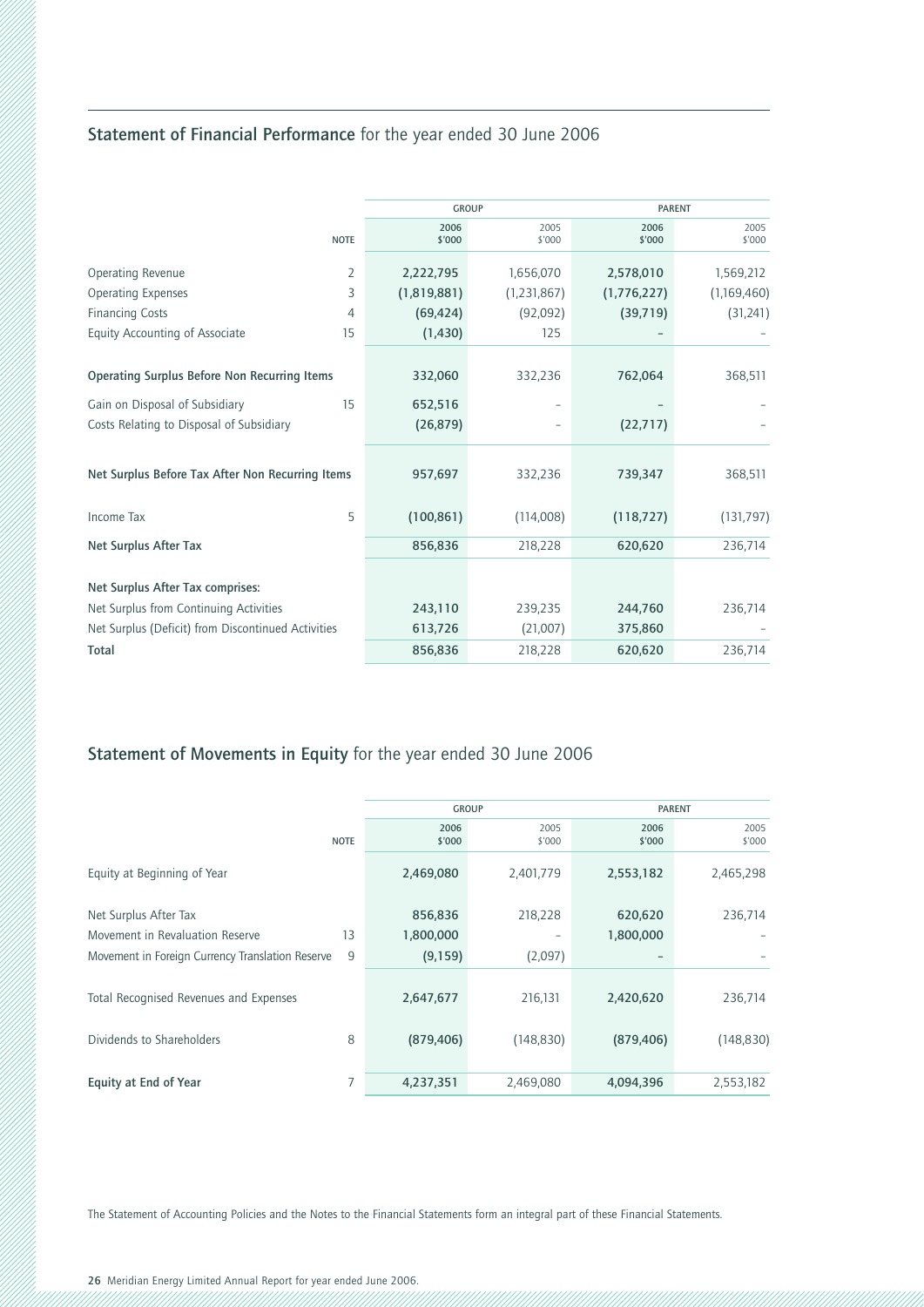## **Statement of Financial Performance** for the year ended 30 June 2006

| | NOTE | GROUP 2006 $'000 | GROUP 2005 $'000 | PARENT 2006 $'000 | PARENT 2005 $'000 |
|---|---|---|---|---|---|
| Operating Revenue | 2 | 2,222,795 | 1,656,070 | 2,578,010 | 1,569,212 |
| Operating Expenses | 3 | (1,819,881) | (1,231,867) | (1,776,227) | (1,169,460) |
| Financing Costs | 4 | (69,424) | (92,092) | (39,719) | (31,241) |
| Equity Accounting of Associate | 15 | (1,430) | 125 | – | – |
| **Operating Surplus Before Non Recurring Items** | | 332,060 | 332,236 | 762,064 | 368,511 |
| Gain on Disposal of Subsidiary | 15 | 652,516 | – | – | – |
| Costs Relating to Disposal of Subsidiary | | (26,879) | – | (22,717) | – |
| **Net Surplus Before Tax After Non Recurring Items** | | 957,697 | 332,236 | 739,347 | 368,511 |
| Income Tax | 5 | (100,861) | (114,008) | (118,727) | (131,797) |
| **Net Surplus After Tax** | | 856,836 | 218,228 | 620,620 | 236,714 |
| **Net Surplus After Tax comprises:** | | | | | |
| Net Surplus from Continuing Activities | | 243,110 | 239,235 | 244,760 | 236,714 |
| Net Surplus (Deficit) from Discontinued Activities | | 613,726 | (21,007) | 375,860 | – |
| **Total** | | 856,836 | 218,228 | 620,620 | 236,714 |

## **Statement of Movements in Equity** for the year ended 30 June 2006

| | NOTE | GROUP 2006 $'000 | GROUP 2005 $'000 | PARENT 2006 $'000 | PARENT 2005 $'000 |
|---|---|---|---|---|---|
| Equity at Beginning of Year | | 2,469,080 | 2,401,779 | 2,553,182 | 2,465,298 |
| Net Surplus After Tax | | 856,836 | 218,228 | 620,620 | 236,714 |
| Movement in Revaluation Reserve | 13 | 1,800,000 | – | 1,800,000 | – |
| Movement in Foreign Currency Translation Reserve | 9 | (9,159) | (2,097) | – | – |
| Total Recognised Revenues and Expenses | | 2,647,677 | 216,131 | 2,420,620 | 236,714 |
| Dividends to Shareholders | 8 | (879,406) | (148,830) | (879,406) | (148,830) |
| **Equity at End of Year** | 7 | 4,237,351 | 2,469,080 | 4,094,396 | 2,553,182 |

The Statement of Accounting Policies and the Notes to the Financial Statements form an integral part of these Financial Statements.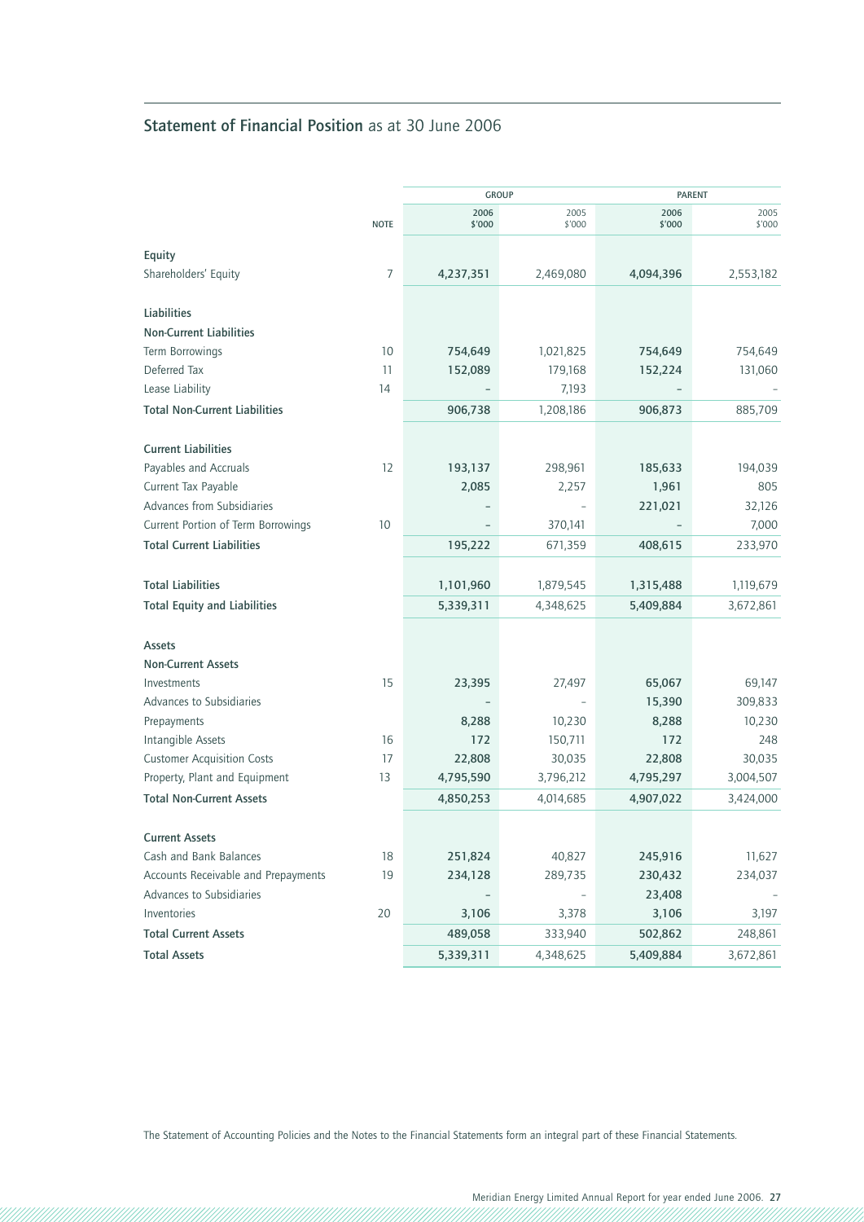## **Statement of Financial Position** as at 30 June 2006

| | NOTE | GROUP | | PARENT | |
|---|---|---|---|---|---|
| | | 2006 $'000 | 2005 $'000 | 2006 $'000 | 2005 $'000 |
| **Equity** | | | | | |
| Shareholders' Equity | 7 | **4,237,351** | 2,469,080 | **4,094,396** | 2,553,182 |
| **Liabilities** | | | | | |
| **Non-Current Liabilities** | | | | | |
| Term Borrowings | 10 | **754,649** | 1,021,825 | **754,649** | 754,649 |
| Deferred Tax | 11 | **152,089** | 179,168 | **152,224** | 131,060 |
| Lease Liability | 14 | **–** | 7,193 | **–** | – |
| **Total Non-Current Liabilities** | | **906,738** | 1,208,186 | **906,873** | 885,709 |
| **Current Liabilities** | | | | | |
| Payables and Accruals | 12 | **193,137** | 298,961 | **185,633** | 194,039 |
| Current Tax Payable | | **2,085** | 2,257 | **1,961** | 805 |
| Advances from Subsidiaries | | **–** | – | **221,021** | 32,126 |
| Current Portion of Term Borrowings | 10 | **–** | 370,141 | **–** | 7,000 |
| **Total Current Liabilities** | | **195,222** | 671,359 | **408,615** | 233,970 |
| **Total Liabilities** | | **1,101,960** | 1,879,545 | **1,315,488** | 1,119,679 |
| **Total Equity and Liabilities** | | **5,339,311** | 4,348,625 | **5,409,884** | 3,672,861 |
| **Assets** | | | | | |
| **Non-Current Assets** | | | | | |
| Investments | 15 | **23,395** | 27,497 | **65,067** | 69,147 |
| Advances to Subsidiaries | | **–** | – | **15,390** | 309,833 |
| Prepayments | | **8,288** | 10,230 | **8,288** | 10,230 |
| Intangible Assets | 16 | **172** | 150,711 | **172** | 248 |
| Customer Acquisition Costs | 17 | **22,808** | 30,035 | **22,808** | 30,035 |
| Property, Plant and Equipment | 13 | **4,795,590** | 3,796,212 | **4,795,297** | 3,004,507 |
| **Total Non-Current Assets** | | **4,850,253** | 4,014,685 | **4,907,022** | 3,424,000 |
| **Current Assets** | | | | | |
| Cash and Bank Balances | 18 | **251,824** | 40,827 | **245,916** | 11,627 |
| Accounts Receivable and Prepayments | 19 | **234,128** | 289,735 | **230,432** | 234,037 |
| Advances to Subsidiaries | | **–** | – | **23,408** | – |
| Inventories | 20 | **3,106** | 3,378 | **3,106** | 3,197 |
| **Total Current Assets** | | **489,058** | 333,940 | **502,862** | 248,861 |
| **Total Assets** | | **5,339,311** | 4,348,625 | **5,409,884** | 3,672,861 |

The Statement of Accounting Policies and the Notes to the Financial Statements form an integral part of these Financial Statements.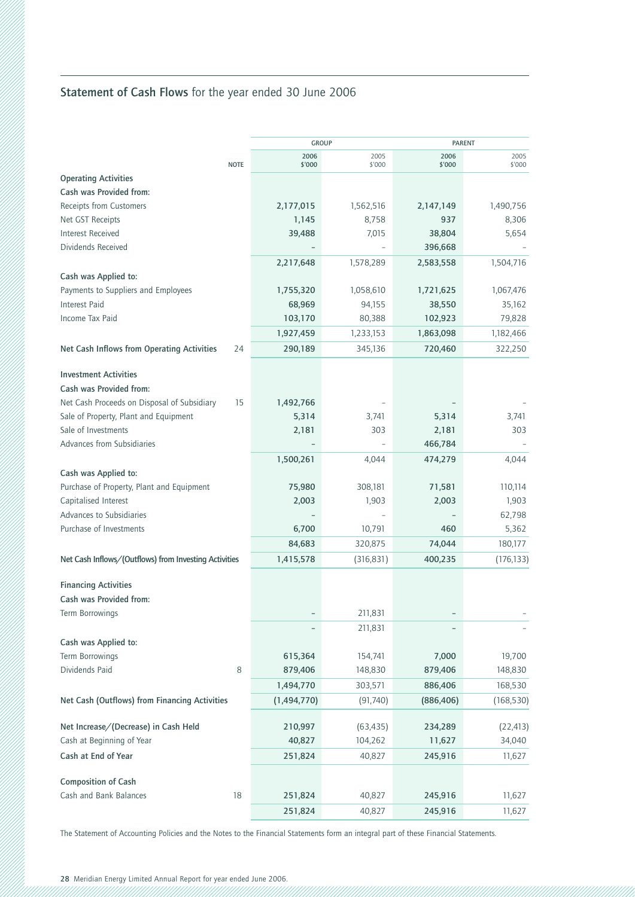## Statement of Cash Flows for the year ended 30 June 2006

| | NOTE | GROUP 2006 $'000 | GROUP 2005 $'000 | PARENT 2006 $'000 | PARENT 2005 $'000 |
|---|---|---|---|---|---|
| **Operating Activities** | | | | | |
| **Cash was Provided from:** | | | | | |
| Receipts from Customers | | 2,177,015 | 1,562,516 | 2,147,149 | 1,490,756 |
| Net GST Receipts | | 1,145 | 8,758 | 937 | 8,306 |
| Interest Received | | 39,488 | 7,015 | 38,804 | 5,654 |
| Dividends Received | | – | – | 396,668 | – |
| | | 2,217,648 | 1,578,289 | 2,583,558 | 1,504,716 |
| **Cash was Applied to:** | | | | | |
| Payments to Suppliers and Employees | | 1,755,320 | 1,058,610 | 1,721,625 | 1,067,476 |
| Interest Paid | | 68,969 | 94,155 | 38,550 | 35,162 |
| Income Tax Paid | | 103,170 | 80,388 | 102,923 | 79,828 |
| | | 1,927,459 | 1,233,153 | 1,863,098 | 1,182,466 |
| **Net Cash Inflows from Operating Activities** | 24 | 290,189 | 345,136 | 720,460 | 322,250 |
| **Investment Activities** | | | | | |
| **Cash was Provided from:** | | | | | |
| Net Cash Proceeds on Disposal of Subsidiary | 15 | 1,492,766 | – | – | – |
| Sale of Property, Plant and Equipment | | 5,314 | 3,741 | 5,314 | 3,741 |
| Sale of Investments | | 2,181 | 303 | 2,181 | 303 |
| Advances from Subsidiaries | | – | – | 466,784 | – |
| | | 1,500,261 | 4,044 | 474,279 | 4,044 |
| **Cash was Applied to:** | | | | | |
| Purchase of Property, Plant and Equipment | | 75,980 | 308,181 | 71,581 | 110,114 |
| Capitalised Interest | | 2,003 | 1,903 | 2,003 | 1,903 |
| Advances to Subsidiaries | | – | – | – | 62,798 |
| Purchase of Investments | | 6,700 | 10,791 | 460 | 5,362 |
| | | 84,683 | 320,875 | 74,044 | 180,177 |
| **Net Cash Inflows/(Outflows) from Investing Activities** | | 1,415,578 | (316,831) | 400,235 | (176,133) |
| **Financing Activities** | | | | | |
| **Cash was Provided from:** | | | | | |
| Term Borrowings | | – | 211,831 | – | – |
| | | – | 211,831 | – | – |
| **Cash was Applied to:** | | | | | |
| Term Borrowings | | 615,364 | 154,741 | 7,000 | 19,700 |
| Dividends Paid | 8 | 879,406 | 148,830 | 879,406 | 148,830 |
| | | 1,494,770 | 303,571 | 886,406 | 168,530 |
| **Net Cash (Outflows) from Financing Activities** | | (1,494,770) | (91,740) | (886,406) | (168,530) |
| **Net Increase/(Decrease) in Cash Held** | | 210,997 | (63,435) | 234,289 | (22,413) |
| Cash at Beginning of Year | | 40,827 | 104,262 | 11,627 | 34,040 |
| **Cash at End of Year** | | 251,824 | 40,827 | 245,916 | 11,627 |
| **Composition of Cash** | | | | | |
| Cash and Bank Balances | 18 | 251,824 | 40,827 | 245,916 | 11,627 |
| | | 251,824 | 40,827 | 245,916 | 11,627 |

The Statement of Accounting Policies and the Notes to the Financial Statements form an integral part of these Financial Statements.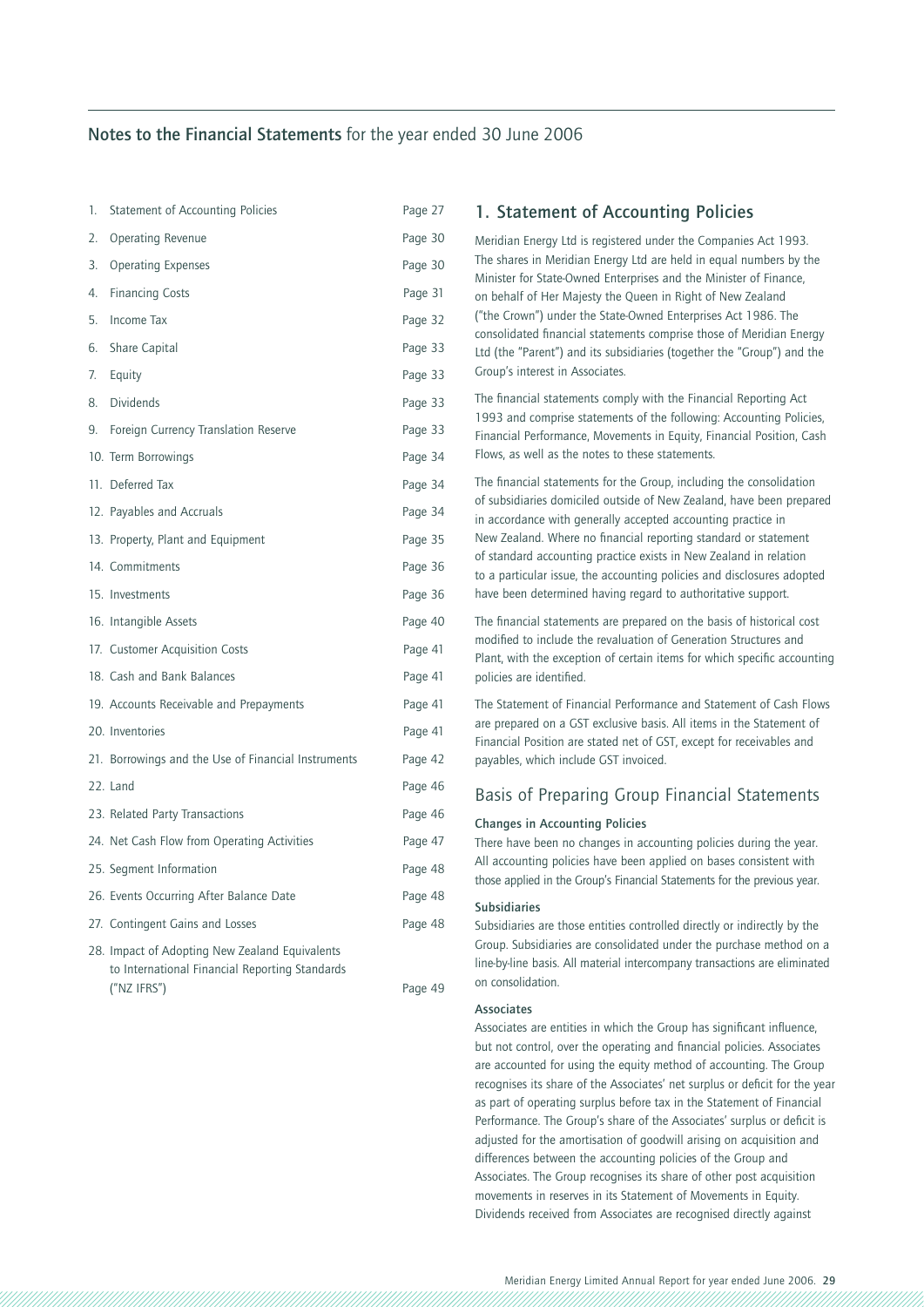## Notes to the Financial Statements for the year ended 30 June 2006

| | |
|---|---|
| 1. Statement of Accounting Policies | Page 27 |
| 2. Operating Revenue | Page 30 |
| 3. Operating Expenses | Page 30 |
| 4. Financing Costs | Page 31 |
| 5. Income Tax | Page 32 |
| 6. Share Capital | Page 33 |
| 7. Equity | Page 33 |
| 8. Dividends | Page 33 |
| 9. Foreign Currency Translation Reserve | Page 33 |
| 10. Term Borrowings | Page 34 |
| 11. Deferred Tax | Page 34 |
| 12. Payables and Accruals | Page 34 |
| 13. Property, Plant and Equipment | Page 35 |
| 14. Commitments | Page 36 |
| 15. Investments | Page 36 |
| 16. Intangible Assets | Page 40 |
| 17. Customer Acquisition Costs | Page 41 |
| 18. Cash and Bank Balances | Page 41 |
| 19. Accounts Receivable and Prepayments | Page 41 |
| 20. Inventories | Page 41 |
| 21. Borrowings and the Use of Financial Instruments | Page 42 |
| 22. Land | Page 46 |
| 23. Related Party Transactions | Page 46 |
| 24. Net Cash Flow from Operating Activities | Page 47 |
| 25. Segment Information | Page 48 |
| 26. Events Occurring After Balance Date | Page 48 |
| 27. Contingent Gains and Losses | Page 48 |
| 28. Impact of Adopting New Zealand Equivalents to International Financial Reporting Standards ("NZ IFRS") | Page 49 |

## 1. Statement of Accounting Policies

Meridian Energy Ltd is registered under the Companies Act 1993. The shares in Meridian Energy Ltd are held in equal numbers by the Minister for State-Owned Enterprises and the Minister of Finance, on behalf of Her Majesty the Queen in Right of New Zealand ("the Crown") under the State-Owned Enterprises Act 1986. The consolidated financial statements comprise those of Meridian Energy Ltd (the "Parent") and its subsidiaries (together the "Group") and the Group's interest in Associates.

The financial statements comply with the Financial Reporting Act 1993 and comprise statements of the following: Accounting Policies, Financial Performance, Movements in Equity, Financial Position, Cash Flows, as well as the notes to these statements.

The financial statements for the Group, including the consolidation of subsidiaries domiciled outside of New Zealand, have been prepared in accordance with generally accepted accounting practice in New Zealand. Where no financial reporting standard or statement of standard accounting practice exists in New Zealand in relation to a particular issue, the accounting policies and disclosures adopted have been determined having regard to authoritative support.

The financial statements are prepared on the basis of historical cost modified to include the revaluation of Generation Structures and Plant, with the exception of certain items for which specific accounting policies are identified.

The Statement of Financial Performance and Statement of Cash Flows are prepared on a GST exclusive basis. All items in the Statement of Financial Position are stated net of GST, except for receivables and payables, which include GST invoiced.

### Basis of Preparing Group Financial Statements

#### Changes in Accounting Policies

There have been no changes in accounting policies during the year. All accounting policies have been applied on bases consistent with those applied in the Group's Financial Statements for the previous year.

#### Subsidiaries

Subsidiaries are those entities controlled directly or indirectly by the Group. Subsidiaries are consolidated under the purchase method on a line-by-line basis. All material intercompany transactions are eliminated on consolidation.

#### Associates

Associates are entities in which the Group has significant influence, but not control, over the operating and financial policies. Associates are accounted for using the equity method of accounting. The Group recognises its share of the Associates' net surplus or deficit for the year as part of operating surplus before tax in the Statement of Financial Performance. The Group's share of the Associates' surplus or deficit is adjusted for the amortisation of goodwill arising on acquisition and differences between the accounting policies of the Group and Associates. The Group recognises its share of other post acquisition movements in reserves in its Statement of Movements in Equity. Dividends received from Associates are recognised directly against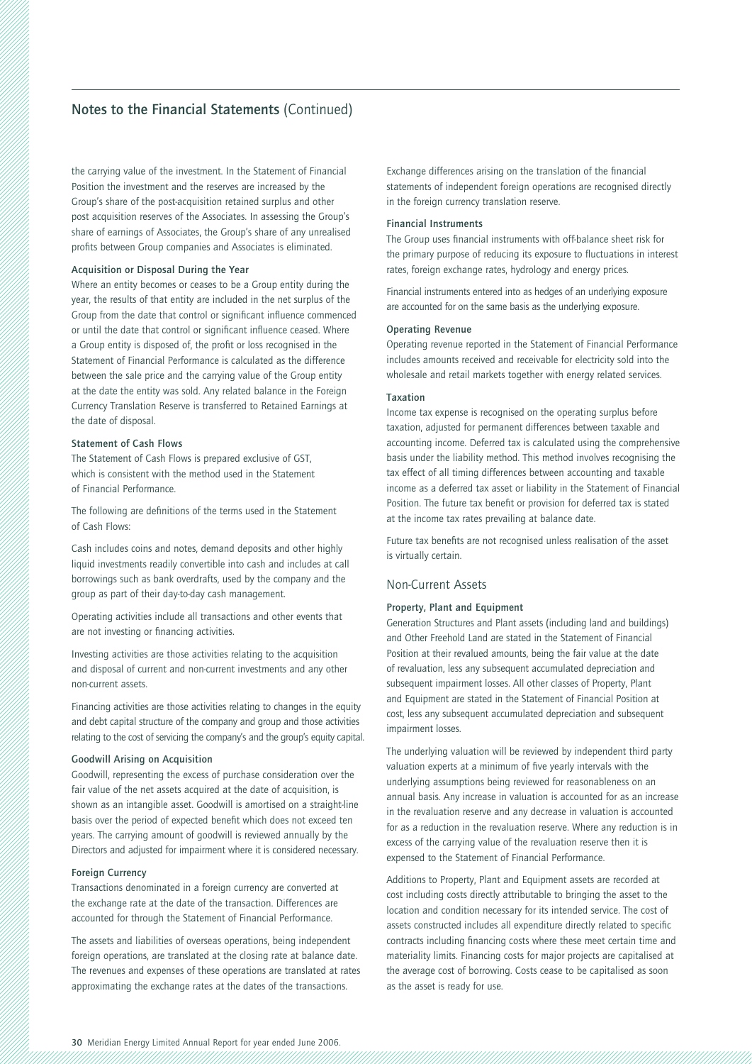the carrying value of the investment. In the Statement of Financial Position the investment and the reserves are increased by the Group's share of the post-acquisition retained surplus and other post acquisition reserves of the Associates. In assessing the Group's share of earnings of Associates, the Group's share of any unrealised profits between Group companies and Associates is eliminated.

#### Acquisition or Disposal During the Year

Where an entity becomes or ceases to be a Group entity during the year, the results of that entity are included in the net surplus of the Group from the date that control or significant influence commenced or until the date that control or significant influence ceased. Where a Group entity is disposed of, the profit or loss recognised in the Statement of Financial Performance is calculated as the difference between the sale price and the carrying value of the Group entity at the date the entity was sold. Any related balance in the Foreign Currency Translation Reserve is transferred to Retained Earnings at the date of disposal.

#### Statement of Cash Flows

The Statement of Cash Flows is prepared exclusive of GST, which is consistent with the method used in the Statement of Financial Performance.

The following are definitions of the terms used in the Statement of Cash Flows:

Cash includes coins and notes, demand deposits and other highly liquid investments readily convertible into cash and includes at call borrowings such as bank overdrafts, used by the company and the group as part of their day-to-day cash management.

Operating activities include all transactions and other events that are not investing or financing activities.

Investing activities are those activities relating to the acquisition and disposal of current and non-current investments and any other non-current assets.

Financing activities are those activities relating to changes in the equity and debt capital structure of the company and group and those activities relating to the cost of servicing the company's and the group's equity capital.

#### Goodwill Arising on Acquisition

Goodwill, representing the excess of purchase consideration over the fair value of the net assets acquired at the date of acquisition, is shown as an intangible asset. Goodwill is amortised on a straight-line basis over the period of expected benefit which does not exceed ten years. The carrying amount of goodwill is reviewed annually by the Directors and adjusted for impairment where it is considered necessary.

#### Foreign Currency

Transactions denominated in a foreign currency are converted at the exchange rate at the date of the transaction. Differences are accounted for through the Statement of Financial Performance.

The assets and liabilities of overseas operations, being independent foreign operations, are translated at the closing rate at balance date. The revenues and expenses of these operations are translated at rates approximating the exchange rates at the dates of the transactions.

Exchange differences arising on the translation of the financial statements of independent foreign operations are recognised directly in the foreign currency translation reserve.

#### Financial Instruments

The Group uses financial instruments with off-balance sheet risk for the primary purpose of reducing its exposure to fluctuations in interest rates, foreign exchange rates, hydrology and energy prices.

Financial instruments entered into as hedges of an underlying exposure are accounted for on the same basis as the underlying exposure.

#### Operating Revenue

Operating revenue reported in the Statement of Financial Performance includes amounts received and receivable for electricity sold into the wholesale and retail markets together with energy related services.

#### Taxation

Income tax expense is recognised on the operating surplus before taxation, adjusted for permanent differences between taxable and accounting income. Deferred tax is calculated using the comprehensive basis under the liability method. This method involves recognising the tax effect of all timing differences between accounting and taxable income as a deferred tax asset or liability in the Statement of Financial Position. The future tax benefit or provision for deferred tax is stated at the income tax rates prevailing at balance date.

Future tax benefits are not recognised unless realisation of the asset is virtually certain.

### Non-Current Assets

#### Property, Plant and Equipment

Generation Structures and Plant assets (including land and buildings) and Other Freehold Land are stated in the Statement of Financial Position at their revalued amounts, being the fair value at the date of revaluation, less any subsequent accumulated depreciation and subsequent impairment losses. All other classes of Property, Plant and Equipment are stated in the Statement of Financial Position at cost, less any subsequent accumulated depreciation and subsequent impairment losses.

The underlying valuation will be reviewed by independent third party valuation experts at a minimum of five yearly intervals with the underlying assumptions being reviewed for reasonableness on an annual basis. Any increase in valuation is accounted for as an increase in the revaluation reserve and any decrease in valuation is accounted for as a reduction in the revaluation reserve. Where any reduction is in excess of the carrying value of the revaluation reserve then it is expensed to the Statement of Financial Performance.

Additions to Property, Plant and Equipment assets are recorded at cost including costs directly attributable to bringing the asset to the location and condition necessary for its intended service. The cost of assets constructed includes all expenditure directly related to specific contracts including financing costs where these meet certain time and materiality limits. Financing costs for major projects are capitalised at the average cost of borrowing. Costs cease to be capitalised as soon as the asset is ready for use.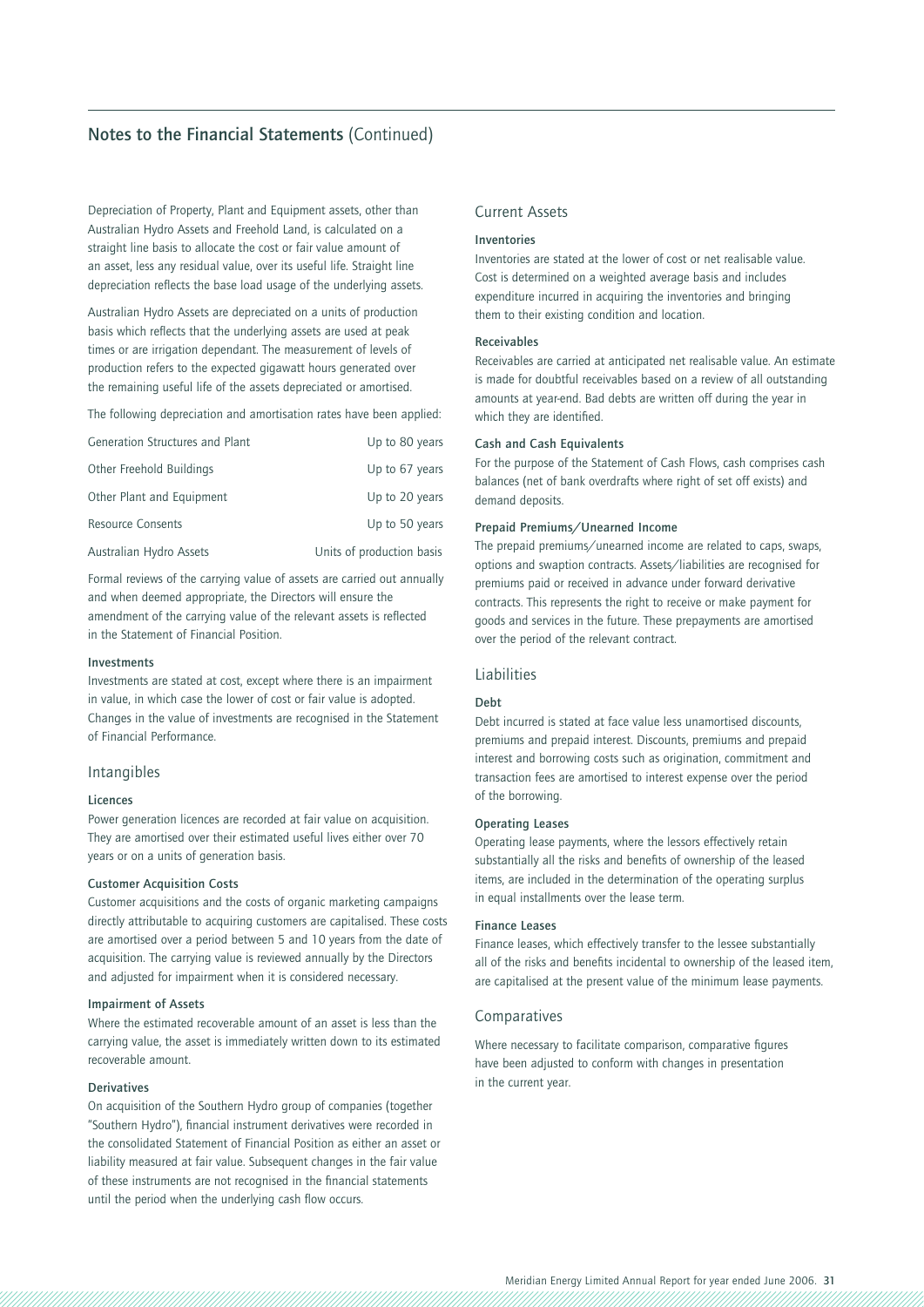## Notes to the Financial Statements (Continued)

Depreciation of Property, Plant and Equipment assets, other than Australian Hydro Assets and Freehold Land, is calculated on a straight line basis to allocate the cost or fair value amount of an asset, less any residual value, over its useful life. Straight line depreciation reflects the base load usage of the underlying assets.

Australian Hydro Assets are depreciated on a units of production basis which reflects that the underlying assets are used at peak times or are irrigation dependant. The measurement of levels of production refers to the expected gigawatt hours generated over the remaining useful life of the assets depreciated or amortised.

The following depreciation and amortisation rates have been applied:

| | |
|---|---|
| Generation Structures and Plant | Up to 80 years |
| Other Freehold Buildings | Up to 67 years |
| Other Plant and Equipment | Up to 20 years |
| Resource Consents | Up to 50 years |
| Australian Hydro Assets | Units of production basis |

Formal reviews of the carrying value of assets are carried out annually and when deemed appropriate, the Directors will ensure the amendment of the carrying value of the relevant assets is reflected in the Statement of Financial Position.

#### Investments

Investments are stated at cost, except where there is an impairment in value, in which case the lower of cost or fair value is adopted. Changes in the value of investments are recognised in the Statement of Financial Performance.

### Intangibles

#### Licences

Power generation licences are recorded at fair value on acquisition. They are amortised over their estimated useful lives either over 70 years or on a units of generation basis.

#### Customer Acquisition Costs

Customer acquisitions and the costs of organic marketing campaigns directly attributable to acquiring customers are capitalised. These costs are amortised over a period between 5 and 10 years from the date of acquisition. The carrying value is reviewed annually by the Directors and adjusted for impairment when it is considered necessary.

#### Impairment of Assets

Where the estimated recoverable amount of an asset is less than the carrying value, the asset is immediately written down to its estimated recoverable amount.

#### Derivatives

On acquisition of the Southern Hydro group of companies (together "Southern Hydro"), financial instrument derivatives were recorded in the consolidated Statement of Financial Position as either an asset or liability measured at fair value. Subsequent changes in the fair value of these instruments are not recognised in the financial statements until the period when the underlying cash flow occurs.

### Current Assets

#### Inventories

Inventories are stated at the lower of cost or net realisable value. Cost is determined on a weighted average basis and includes expenditure incurred in acquiring the inventories and bringing them to their existing condition and location.

#### Receivables

Receivables are carried at anticipated net realisable value. An estimate is made for doubtful receivables based on a review of all outstanding amounts at year-end. Bad debts are written off during the year in which they are identified.

#### Cash and Cash Equivalents

For the purpose of the Statement of Cash Flows, cash comprises cash balances (net of bank overdrafts where right of set off exists) and demand deposits.

#### Prepaid Premiums/Unearned Income

The prepaid premiums/unearned income are related to caps, swaps, options and swaption contracts. Assets/liabilities are recognised for premiums paid or received in advance under forward derivative contracts. This represents the right to receive or make payment for goods and services in the future. These prepayments are amortised over the period of the relevant contract.

### Liabilities

#### Debt

Debt incurred is stated at face value less unamortised discounts, premiums and prepaid interest. Discounts, premiums and prepaid interest and borrowing costs such as origination, commitment and transaction fees are amortised to interest expense over the period of the borrowing.

#### Operating Leases

Operating lease payments, where the lessors effectively retain substantially all the risks and benefits of ownership of the leased items, are included in the determination of the operating surplus in equal installments over the lease term.

#### Finance Leases

Finance leases, which effectively transfer to the lessee substantially all of the risks and benefits incidental to ownership of the leased item, are capitalised at the present value of the minimum lease payments.

### Comparatives

Where necessary to facilitate comparison, comparative figures have been adjusted to conform with changes in presentation in the current year.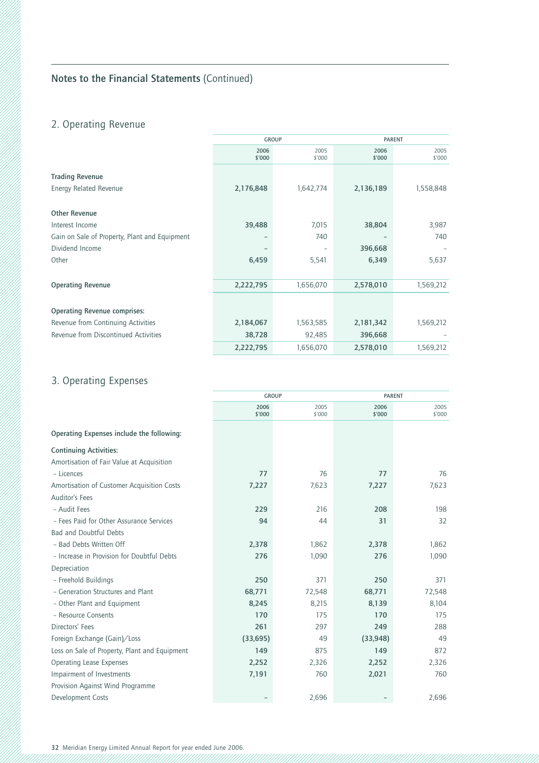## Notes to the Financial Statements (Continued)

### 2. Operating Revenue

| | GROUP | | PARENT | |
|---|---|---|---|---|
| | 2006 $'000 | 2005 $'000 | 2006 $'000 | 2005 $'000 |
| **Trading Revenue** | | | | |
| Energy Related Revenue | **2,176,848** | 1,642,774 | **2,136,189** | 1,558,848 |
| **Other Revenue** | | | | |
| Interest Income | **39,488** | 7,015 | **38,804** | 3,987 |
| Gain on Sale of Property, Plant and Equipment | – | 740 | – | 740 |
| Dividend Income | – | – | **396,668** | – |
| Other | **6,459** | 5,541 | **6,349** | 5,637 |
| **Operating Revenue** | **2,222,795** | 1,656,070 | **2,578,010** | 1,569,212 |
| **Operating Revenue comprises:** | | | | |
| Revenue from Continuing Activities | **2,184,067** | 1,563,585 | **2,181,342** | 1,569,212 |
| Revenue from Discontinued Activities | **38,728** | 92,485 | **396,668** | – |
| | **2,222,795** | 1,656,070 | **2,578,010** | 1,569,212 |

### 3. Operating Expenses

| | GROUP | | PARENT | |
|---|---|---|---|---|
| | 2006 $'000 | 2005 $'000 | 2006 $'000 | 2005 $'000 |
| **Operating Expenses include the following:** | | | | |
| **Continuing Activities:** | | | | |
| Amortisation of Fair Value at Acquisition | | | | |
| – Licences | **77** | 76 | **77** | 76 |
| Amortisation of Customer Acquisition Costs | **7,227** | 7,623 | **7,227** | 7,623 |
| Auditor's Fees | | | | |
| – Audit Fees | **229** | 216 | **208** | 198 |
| – Fees Paid for Other Assurance Services | **94** | 44 | **31** | 32 |
| Bad and Doubtful Debts | | | | |
| – Bad Debts Written Off | **2,378** | 1,862 | **2,378** | 1,862 |
| – Increase in Provision for Doubtful Debts | **276** | 1,090 | **276** | 1,090 |
| Depreciation | | | | |
| – Freehold Buildings | **250** | 371 | **250** | 371 |
| – Generation Structures and Plant | **68,771** | 72,548 | **68,771** | 72,548 |
| – Other Plant and Equipment | **8,245** | 8,215 | **8,139** | 8,104 |
| – Resource Consents | **170** | 175 | **170** | 175 |
| Directors' Fees | **261** | 297 | **249** | 288 |
| Foreign Exchange (Gain)/Loss | **(33,695)** | 49 | **(33,948)** | 49 |
| Loss on Sale of Property, Plant and Equipment | **149** | 875 | **149** | 872 |
| Operating Lease Expenses | **2,252** | 2,326 | **2,252** | 2,326 |
| Impairment of Investments | **7,191** | 760 | **2,021** | 760 |
| Provision Against Wind Programme Development Costs | – | 2,696 | – | 2,696 |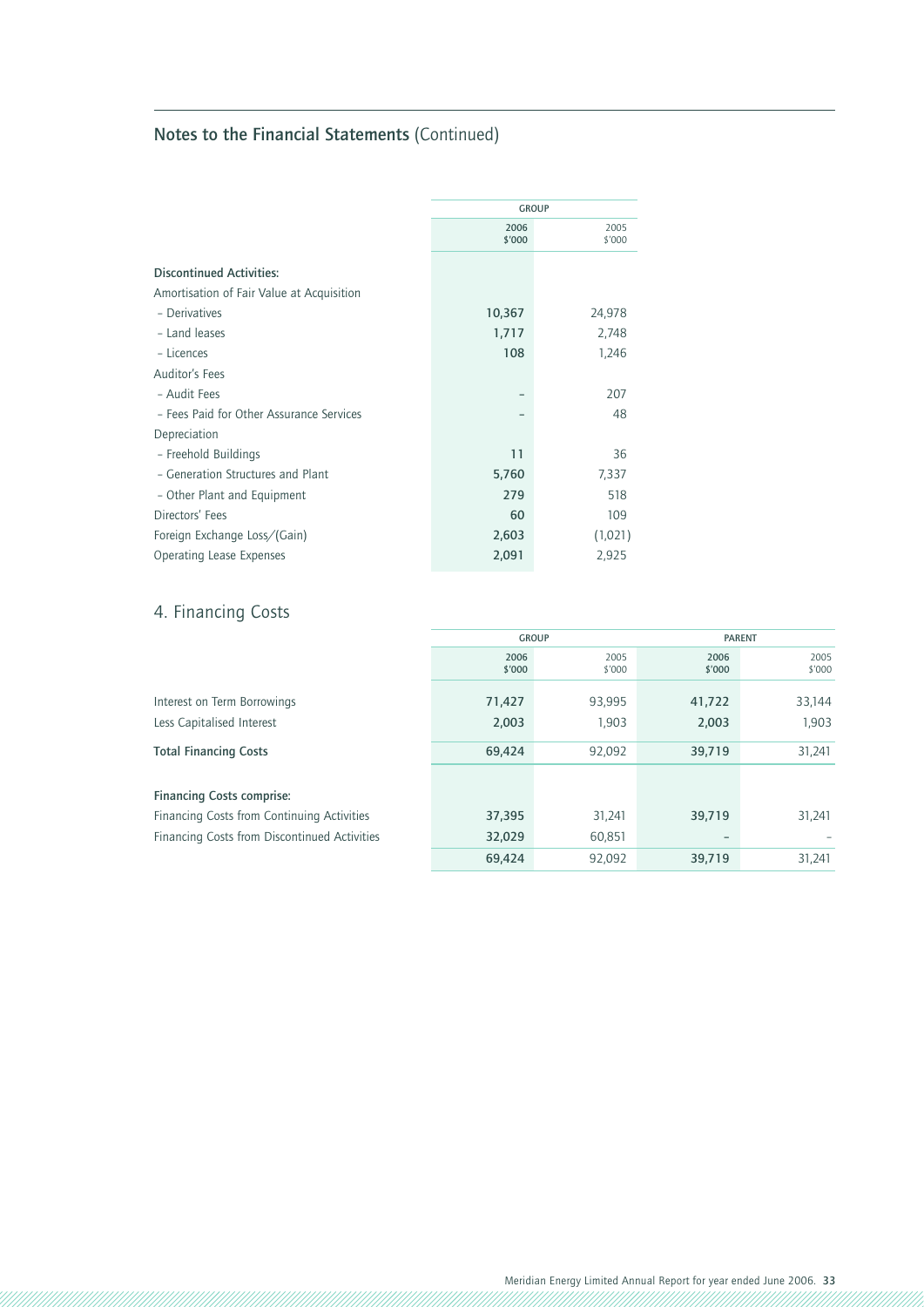## Notes to the Financial Statements (Continued)

| | GROUP | |
|---|---|---|
| | 2006 $'000 | 2005 $'000 |
| **Discontinued Activities:** | | |
| Amortisation of Fair Value at Acquisition | | |
| – Derivatives | 10,367 | 24,978 |
| – Land leases | 1,717 | 2,748 |
| – Licences | 108 | 1,246 |
| Auditor's Fees | | |
| – Audit Fees | – | 207 |
| – Fees Paid for Other Assurance Services | – | 48 |
| Depreciation | | |
| – Freehold Buildings | 11 | 36 |
| – Generation Structures and Plant | 5,760 | 7,337 |
| – Other Plant and Equipment | 279 | 518 |
| Directors' Fees | 60 | 109 |
| Foreign Exchange Loss/(Gain) | 2,603 | (1,021) |
| Operating Lease Expenses | 2,091 | 2,925 |

## 4. Financing Costs

| | GROUP | | PARENT | |
|---|---|---|---|---|
| | 2006 $'000 | 2005 $'000 | 2006 $'000 | 2005 $'000 |
| Interest on Term Borrowings | 71,427 | 93,995 | 41,722 | 33,144 |
| Less Capitalised Interest | 2,003 | 1,903 | 2,003 | 1,903 |
| **Total Financing Costs** | 69,424 | 92,092 | 39,719 | 31,241 |
| **Financing Costs comprise:** | | | | |
| Financing Costs from Continuing Activities | 37,395 | 31,241 | 39,719 | 31,241 |
| Financing Costs from Discontinued Activities | 32,029 | 60,851 | – | – |
| | 69,424 | 92,092 | 39,719 | 31,241 |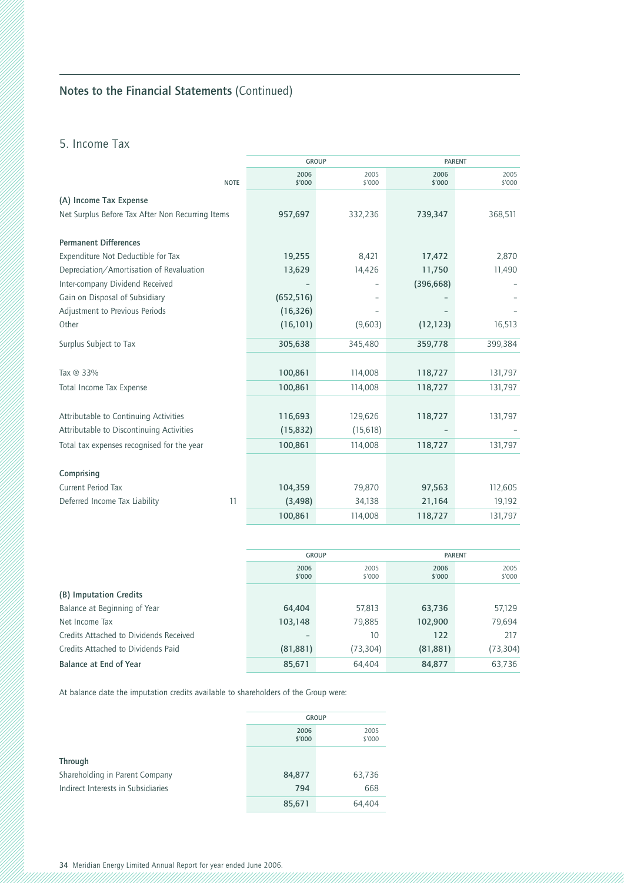## Notes to the Financial Statements (Continued)

### 5. Income Tax

| | NOTE | GROUP | | PARENT | |
|---|---|---|---|---|---|
| | | 2006 $'000 | 2005 $'000 | 2006 $'000 | 2005 $'000 |
| **(A) Income Tax Expense** | | | | | |
| Net Surplus Before Tax After Non Recurring Items | | 957,697 | 332,236 | 739,347 | 368,511 |
| **Permanent Differences** | | | | | |
| Expenditure Not Deductible for Tax | | 19,255 | 8,421 | 17,472 | 2,870 |
| Depreciation/Amortisation of Revaluation | | 13,629 | 14,426 | 11,750 | 11,490 |
| Inter-company Dividend Received | | – | – | (396,668) | – |
| Gain on Disposal of Subsidiary | | (652,516) | – | – | – |
| Adjustment to Previous Periods | | (16,326) | – | – | – |
| Other | | (16,101) | (9,603) | (12,123) | 16,513 |
| Surplus Subject to Tax | | 305,638 | 345,480 | 359,778 | 399,384 |
| Tax @ 33% | | 100,861 | 114,008 | 118,727 | 131,797 |
| Total Income Tax Expense | | 100,861 | 114,008 | 118,727 | 131,797 |
| Attributable to Continuing Activities | | 116,693 | 129,626 | 118,727 | 131,797 |
| Attributable to Discontinuing Activities | | (15,832) | (15,618) | – | – |
| Total tax expenses recognised for the year | | 100,861 | 114,008 | 118,727 | 131,797 |
| **Comprising** | | | | | |
| Current Period Tax | | 104,359 | 79,870 | 97,563 | 112,605 |
| Deferred Income Tax Liability | 11 | (3,498) | 34,138 | 21,164 | 19,192 |
| | | 100,861 | 114,008 | 118,727 | 131,797 |

| | GROUP | | PARENT | |
|---|---|---|---|---|
| | 2006 $'000 | 2005 $'000 | 2006 $'000 | 2005 $'000 |
| **(B) Imputation Credits** | | | | |
| Balance at Beginning of Year | 64,404 | 57,813 | 63,736 | 57,129 |
| Net Income Tax | 103,148 | 79,885 | 102,900 | 79,694 |
| Credits Attached to Dividends Received | – | 10 | 122 | 217 |
| Credits Attached to Dividends Paid | (81,881) | (73,304) | (81,881) | (73,304) |
| **Balance at End of Year** | 85,671 | 64,404 | 84,877 | 63,736 |

At balance date the imputation credits available to shareholders of the Group were:

| | GROUP | |
|---|---|---|
| | 2006 $'000 | 2005 $'000 |
| **Through** | | |
| Shareholding in Parent Company | 84,877 | 63,736 |
| Indirect Interests in Subsidiaries | 794 | 668 |
| | 85,671 | 64,404 |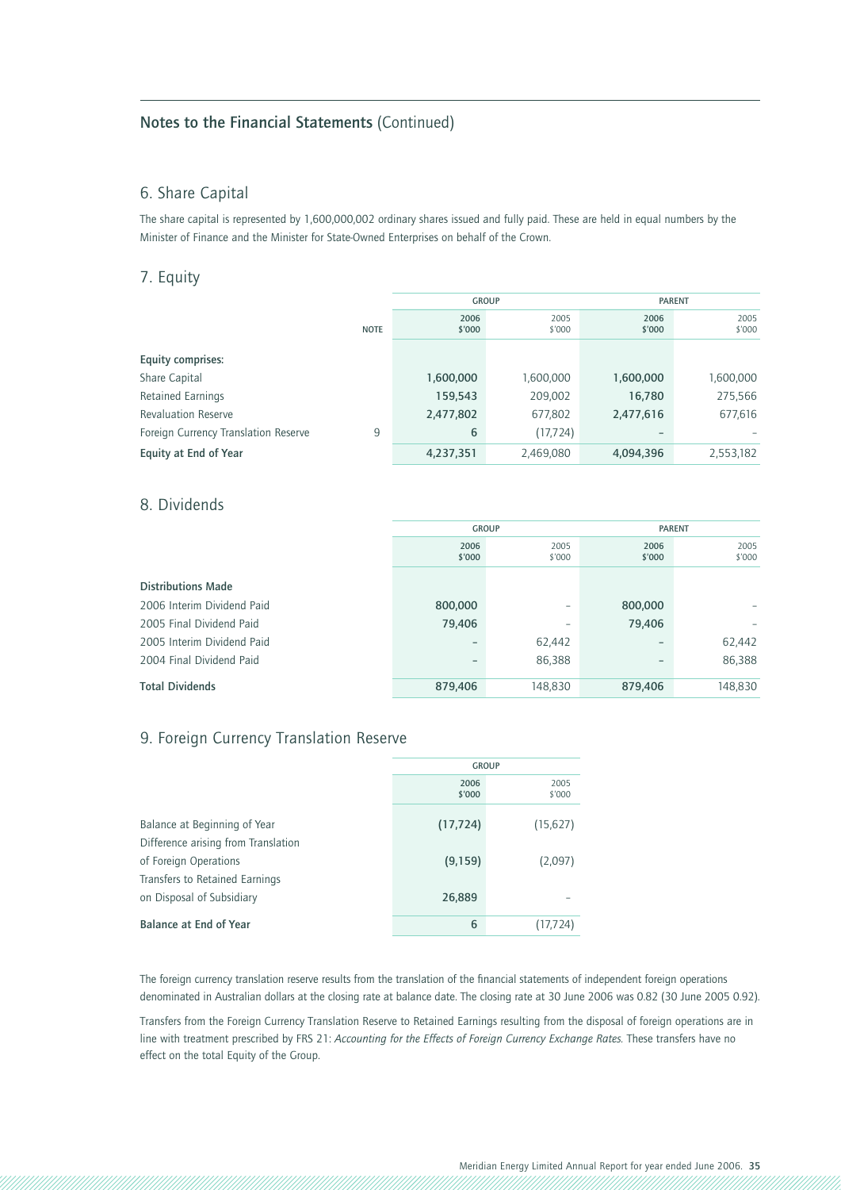## Notes to the Financial Statements (Continued)

## 6. Share Capital

The share capital is represented by 1,600,000,002 ordinary shares issued and fully paid. These are held in equal numbers by the Minister of Finance and the Minister for State-Owned Enterprises on behalf of the Crown.

## 7. Equity

| | | GROUP | | PARENT | |
|---|---|---|---|---|---|
| | NOTE | 2006 $'000 | 2005 $'000 | 2006 $'000 | 2005 $'000 |
| **Equity comprises:** | | | | | |
| Share Capital | | 1,600,000 | 1,600,000 | 1,600,000 | 1,600,000 |
| Retained Earnings | | 159,543 | 209,002 | 16,780 | 275,566 |
| Revaluation Reserve | | 2,477,802 | 677,802 | 2,477,616 | 677,616 |
| Foreign Currency Translation Reserve | 9 | 6 | (17,724) | – | – |
| **Equity at End of Year** | | 4,237,351 | 2,469,080 | 4,094,396 | 2,553,182 |

## 8. Dividends

| | GROUP | | PARENT | |
|---|---|---|---|---|
| | 2006 $'000 | 2005 $'000 | 2006 $'000 | 2005 $'000 |
| **Distributions Made** | | | | |
| 2006 Interim Dividend Paid | 800,000 | – | 800,000 | – |
| 2005 Final Dividend Paid | 79,406 | – | 79,406 | – |
| 2005 Interim Dividend Paid | – | 62,442 | – | 62,442 |
| 2004 Final Dividend Paid | – | 86,388 | – | 86,388 |
| **Total Dividends** | 879,406 | 148,830 | 879,406 | 148,830 |

## 9. Foreign Currency Translation Reserve

| | GROUP | |
|---|---|---|
| | 2006 $'000 | 2005 $'000 |
| Balance at Beginning of Year | (17,724) | (15,627) |
| Difference arising from Translation of Foreign Operations | (9,159) | (2,097) |
| Transfers to Retained Earnings on Disposal of Subsidiary | 26,889 | – |
| **Balance at End of Year** | 6 | (17,724) |

The foreign currency translation reserve results from the translation of the financial statements of independent foreign operations denominated in Australian dollars at the closing rate at balance date. The closing rate at 30 June 2006 was 0.82 (30 June 2005 0.92).

Transfers from the Foreign Currency Translation Reserve to Retained Earnings resulting from the disposal of foreign operations are in line with treatment prescribed by FRS 21: *Accounting for the Effects of Foreign Currency Exchange Rates*. These transfers have no effect on the total Equity of the Group.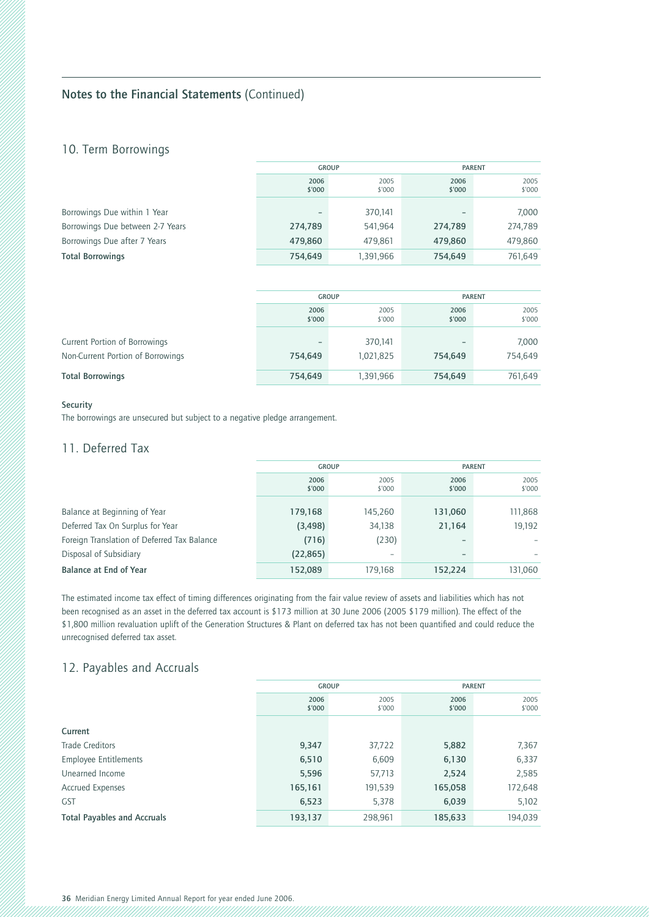## Notes to the Financial Statements (Continued)

### 10. Term Borrowings

| | GROUP | | PARENT | |
|---|---|---|---|---|
| | 2006 $'000 | 2005 $'000 | 2006 $'000 | 2005 $'000 |
| Borrowings Due within 1 Year | – | 370,141 | – | 7,000 |
| Borrowings Due between 2-7 Years | 274,789 | 541,964 | 274,789 | 274,789 |
| Borrowings Due after 7 Years | 479,860 | 479,861 | 479,860 | 479,860 |
| **Total Borrowings** | 754,649 | 1,391,966 | 754,649 | 761,649 |

| | GROUP | | PARENT | |
|---|---|---|---|---|
| | 2006 $'000 | 2005 $'000 | 2006 $'000 | 2005 $'000 |
| Current Portion of Borrowings | – | 370,141 | – | 7,000 |
| Non-Current Portion of Borrowings | 754,649 | 1,021,825 | 754,649 | 754,649 |
| **Total Borrowings** | 754,649 | 1,391,966 | 754,649 | 761,649 |

**Security**

The borrowings are unsecured but subject to a negative pledge arrangement.

### 11. Deferred Tax

| | GROUP | | PARENT | |
|---|---|---|---|---|
| | 2006 $'000 | 2005 $'000 | 2006 $'000 | 2005 $'000 |
| Balance at Beginning of Year | 179,168 | 145,260 | 131,060 | 111,868 |
| Deferred Tax On Surplus for Year | (3,498) | 34,138 | 21,164 | 19,192 |
| Foreign Translation of Deferred Tax Balance | (716) | (230) | – | – |
| Disposal of Subsidiary | (22,865) | – | – | – |
| **Balance at End of Year** | 152,089 | 179,168 | 152,224 | 131,060 |

The estimated income tax effect of timing differences originating from the fair value review of assets and liabilities which has not been recognised as an asset in the deferred tax account is $173 million at 30 June 2006 (2005 $179 million). The effect of the $1,800 million revaluation uplift of the Generation Structures & Plant on deferred tax has not been quantified and could reduce the unrecognised deferred tax asset.

### 12. Payables and Accruals

| | GROUP | | PARENT | |
|---|---|---|---|---|
| | 2006 $'000 | 2005 $'000 | 2006 $'000 | 2005 $'000 |
| **Current** | | | | |
| Trade Creditors | 9,347 | 37,722 | 5,882 | 7,367 |
| Employee Entitlements | 6,510 | 6,609 | 6,130 | 6,337 |
| Unearned Income | 5,596 | 57,713 | 2,524 | 2,585 |
| Accrued Expenses | 165,161 | 191,539 | 165,058 | 172,648 |
| GST | 6,523 | 5,378 | 6,039 | 5,102 |
| **Total Payables and Accruals** | 193,137 | 298,961 | 185,633 | 194,039 |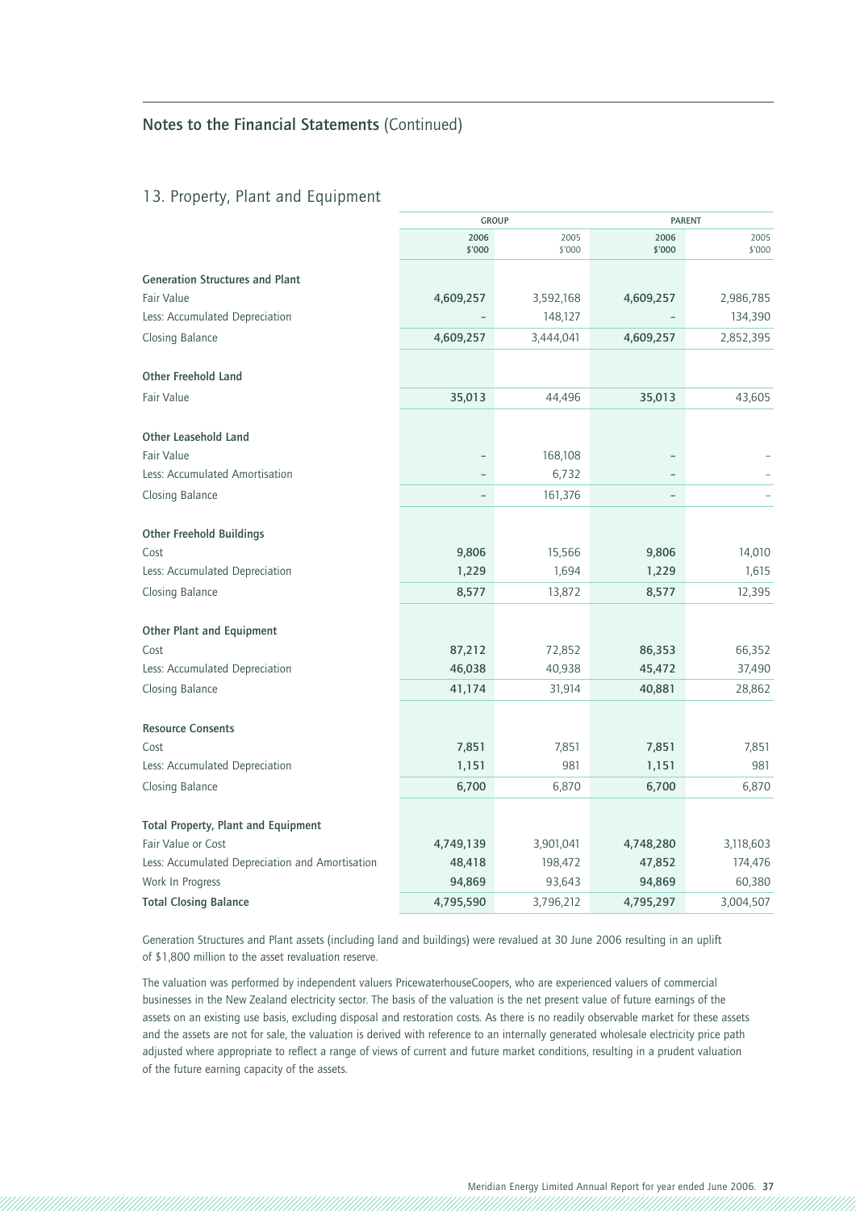## Notes to the Financial Statements (Continued)

### 13. Property, Plant and Equipment

| | GROUP | | PARENT | |
|---|---|---|---|---|
| | 2006 $'000 | 2005 $'000 | 2006 $'000 | 2005 $'000 |
| **Generation Structures and Plant** | | | | |
| Fair Value | 4,609,257 | 3,592,168 | 4,609,257 | 2,986,785 |
| Less: Accumulated Depreciation | – | 148,127 | – | 134,390 |
| Closing Balance | 4,609,257 | 3,444,041 | 4,609,257 | 2,852,395 |
| **Other Freehold Land** | | | | |
| Fair Value | 35,013 | 44,496 | 35,013 | 43,605 |
| **Other Leasehold Land** | | | | |
| Fair Value | – | 168,108 | – | – |
| Less: Accumulated Amortisation | – | 6,732 | – | – |
| Closing Balance | – | 161,376 | – | – |
| **Other Freehold Buildings** | | | | |
| Cost | 9,806 | 15,566 | 9,806 | 14,010 |
| Less: Accumulated Depreciation | 1,229 | 1,694 | 1,229 | 1,615 |
| Closing Balance | 8,577 | 13,872 | 8,577 | 12,395 |
| **Other Plant and Equipment** | | | | |
| Cost | 87,212 | 72,852 | 86,353 | 66,352 |
| Less: Accumulated Depreciation | 46,038 | 40,938 | 45,472 | 37,490 |
| Closing Balance | 41,174 | 31,914 | 40,881 | 28,862 |
| **Resource Consents** | | | | |
| Cost | 7,851 | 7,851 | 7,851 | 7,851 |
| Less: Accumulated Depreciation | 1,151 | 981 | 1,151 | 981 |
| Closing Balance | 6,700 | 6,870 | 6,700 | 6,870 |
| **Total Property, Plant and Equipment** | | | | |
| Fair Value or Cost | 4,749,139 | 3,901,041 | 4,748,280 | 3,118,603 |
| Less: Accumulated Depreciation and Amortisation | 48,418 | 198,472 | 47,852 | 174,476 |
| Work In Progress | 94,869 | 93,643 | 94,869 | 60,380 |
| **Total Closing Balance** | 4,795,590 | 3,796,212 | 4,795,297 | 3,004,507 |

Generation Structures and Plant assets (including land and buildings) were revalued at 30 June 2006 resulting in an uplift of $1,800 million to the asset revaluation reserve.

The valuation was performed by independent valuers PricewaterhouseCoopers, who are experienced valuers of commercial businesses in the New Zealand electricity sector. The basis of the valuation is the net present value of future earnings of the assets on an existing use basis, excluding disposal and restoration costs. As there is no readily observable market for these assets and the assets are not for sale, the valuation is derived with reference to an internally generated wholesale electricity price path adjusted where appropriate to reflect a range of views of current and future market conditions, resulting in a prudent valuation of the future earning capacity of the assets.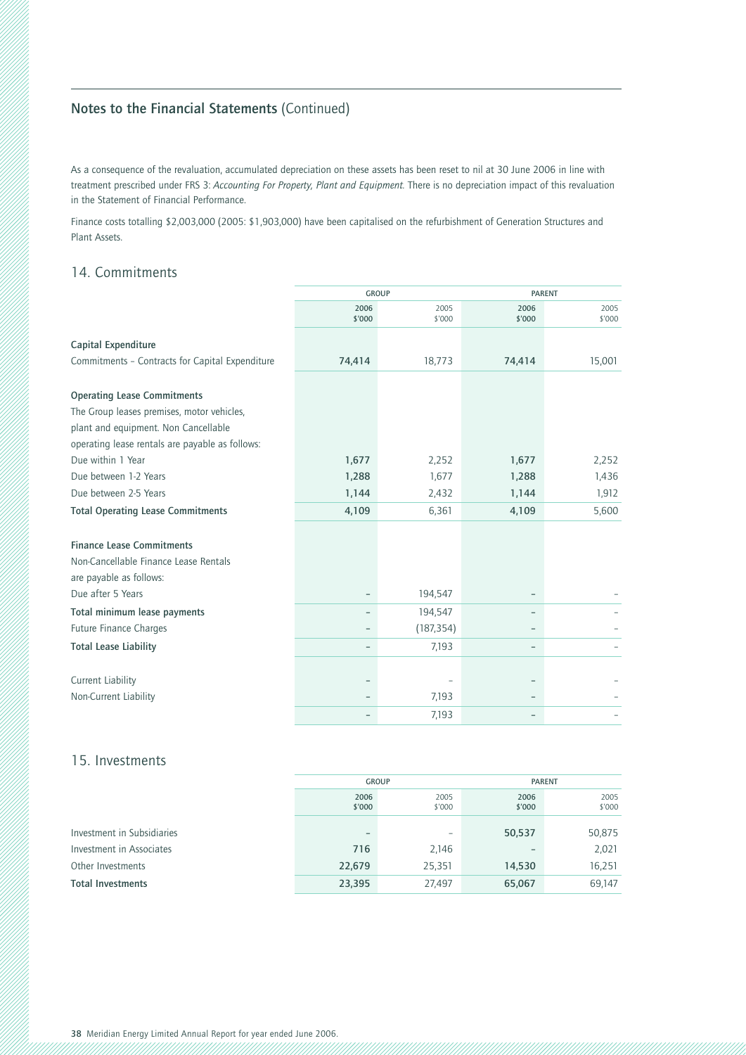## Notes to the Financial Statements (Continued)

As a consequence of the revaluation, accumulated depreciation on these assets has been reset to nil at 30 June 2006 in line with treatment prescribed under FRS 3: *Accounting For Property, Plant and Equipment*. There is no depreciation impact of this revaluation in the Statement of Financial Performance.

Finance costs totalling $2,003,000 (2005: $1,903,000) have been capitalised on the refurbishment of Generation Structures and Plant Assets.

## 14. Commitments

| | GROUP | | PARENT | |
|---|---|---|---|---|
| | 2006 $'000 | 2005 $'000 | 2006 $'000 | 2005 $'000 |
| **Capital Expenditure** | | | | |
| Commitments – Contracts for Capital Expenditure | **74,414** | 18,773 | **74,414** | 15,001 |
| **Operating Lease Commitments** | | | | |
| The Group leases premises, motor vehicles, plant and equipment. Non Cancellable operating lease rentals are payable as follows: | | | | |
| Due within 1 Year | **1,677** | 2,252 | **1,677** | 2,252 |
| Due between 1-2 Years | **1,288** | 1,677 | **1,288** | 1,436 |
| Due between 2-5 Years | **1,144** | 2,432 | **1,144** | 1,912 |
| **Total Operating Lease Commitments** | **4,109** | 6,361 | **4,109** | 5,600 |
| **Finance Lease Commitments** | | | | |
| Non-Cancellable Finance Lease Rentals are payable as follows: | | | | |
| Due after 5 Years | – | 194,547 | – | – |
| **Total minimum lease payments** | – | 194,547 | – | – |
| Future Finance Charges | – | (187,354) | – | – |
| **Total Lease Liability** | – | 7,193 | – | – |
| Current Liability | – | – | – | – |
| Non-Current Liability | – | 7,193 | – | – |
| | – | 7,193 | – | – |

## 15. Investments

| | GROUP | | PARENT | |
|---|---|---|---|---|
| | 2006 $'000 | 2005 $'000 | 2006 $'000 | 2005 $'000 |
| Investment in Subsidiaries | – | – | **50,537** | 50,875 |
| Investment in Associates | **716** | 2,146 | – | 2,021 |
| Other Investments | **22,679** | 25,351 | **14,530** | 16,251 |
| **Total Investments** | **23,395** | 27,497 | **65,067** | 69,147 |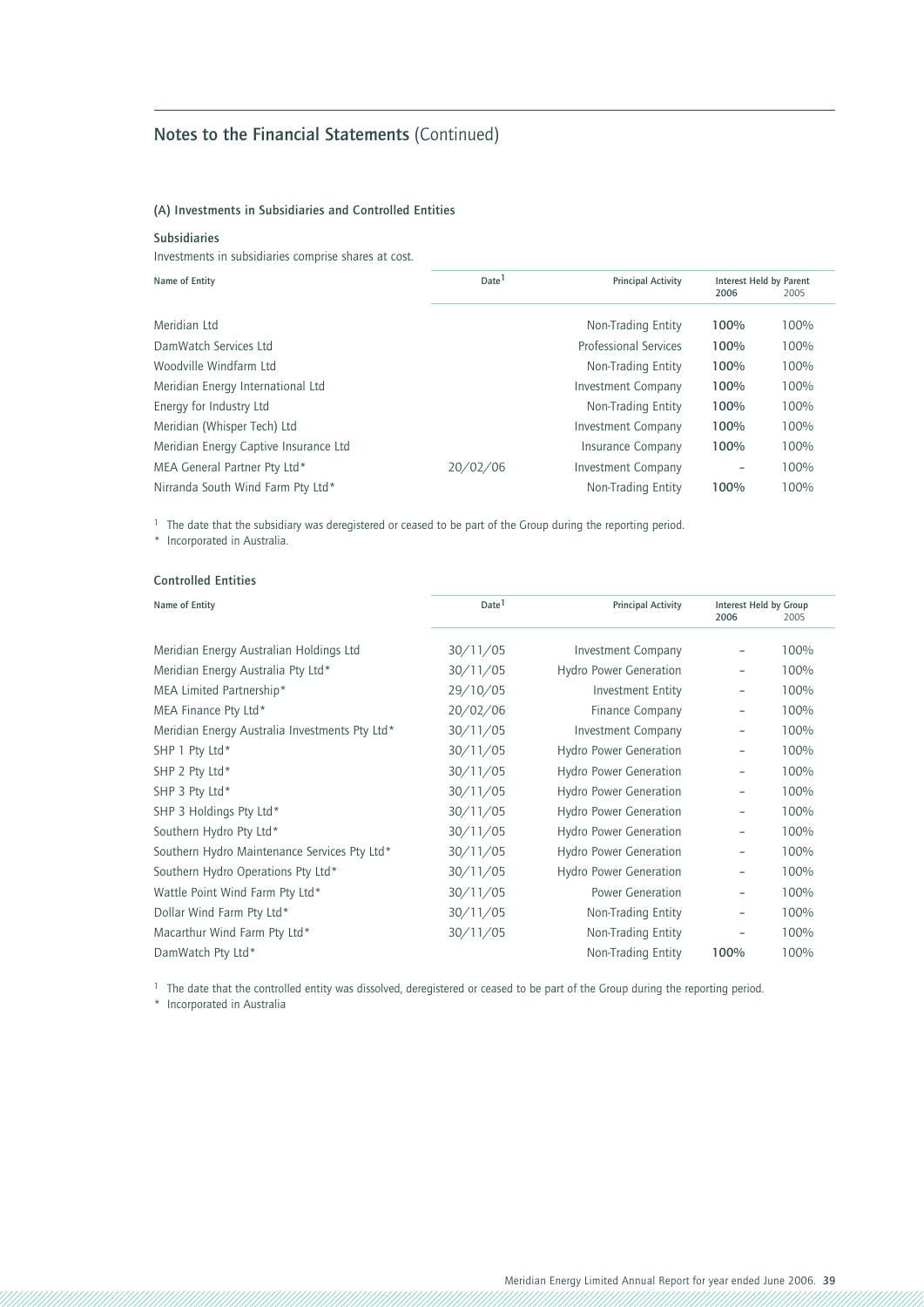# Notes to the Financial Statements (Continued)

### (A) Investments in Subsidiaries and Controlled Entities

#### Subsidiaries

Investments in subsidiaries comprise shares at cost.

| Name of Entity | Date[1] | Principal Activity | Interest Held by Parent | |
|---|---|---|---|---|
| | | | 2006 | 2005 |
| Meridian Ltd | | Non-Trading Entity | **100%** | 100% |
| DamWatch Services Ltd | | Professional Services | **100%** | 100% |
| Woodville Windfarm Ltd | | Non-Trading Entity | **100%** | 100% |
| Meridian Energy International Ltd | | Investment Company | **100%** | 100% |
| Energy for Industry Ltd | | Non-Trading Entity | **100%** | 100% |
| Meridian (Whisper Tech) Ltd | | Investment Company | **100%** | 100% |
| Meridian Energy Captive Insurance Ltd | | Insurance Company | **100%** | 100% |
| MEA General Partner Pty Ltd* | 20/02/06 | Investment Company | – | 100% |
| Nirranda South Wind Farm Pty Ltd* | | Non-Trading Entity | **100%** | 100% |

[1] The date that the subsidiary was deregistered or ceased to be part of the Group during the reporting period.

\* Incorporated in Australia.

#### Controlled Entities

| Name of Entity | Date[1] | Principal Activity | Interest Held by Group | |
|---|---|---|---|---|
| | | | 2006 | 2005 |
| Meridian Energy Australian Holdings Ltd | 30/11/05 | Investment Company | – | 100% |
| Meridian Energy Australia Pty Ltd* | 30/11/05 | Hydro Power Generation | – | 100% |
| MEA Limited Partnership* | 29/10/05 | Investment Entity | – | 100% |
| MEA Finance Pty Ltd* | 20/02/06 | Finance Company | – | 100% |
| Meridian Energy Australia Investments Pty Ltd* | 30/11/05 | Investment Company | – | 100% |
| SHP 1 Pty Ltd* | 30/11/05 | Hydro Power Generation | – | 100% |
| SHP 2 Pty Ltd* | 30/11/05 | Hydro Power Generation | – | 100% |
| SHP 3 Pty Ltd* | 30/11/05 | Hydro Power Generation | – | 100% |
| SHP 3 Holdings Pty Ltd* | 30/11/05 | Hydro Power Generation | – | 100% |
| Southern Hydro Pty Ltd* | 30/11/05 | Hydro Power Generation | – | 100% |
| Southern Hydro Maintenance Services Pty Ltd* | 30/11/05 | Hydro Power Generation | – | 100% |
| Southern Hydro Operations Pty Ltd* | 30/11/05 | Hydro Power Generation | – | 100% |
| Wattle Point Wind Farm Pty Ltd* | 30/11/05 | Power Generation | – | 100% |
| Dollar Wind Farm Pty Ltd* | 30/11/05 | Non-Trading Entity | – | 100% |
| Macarthur Wind Farm Pty Ltd* | 30/11/05 | Non-Trading Entity | – | 100% |
| DamWatch Pty Ltd* | | Non-Trading Entity | **100%** | 100% |

[1] The date that the controlled entity was dissolved, deregistered or ceased to be part of the Group during the reporting period.

\* Incorporated in Australia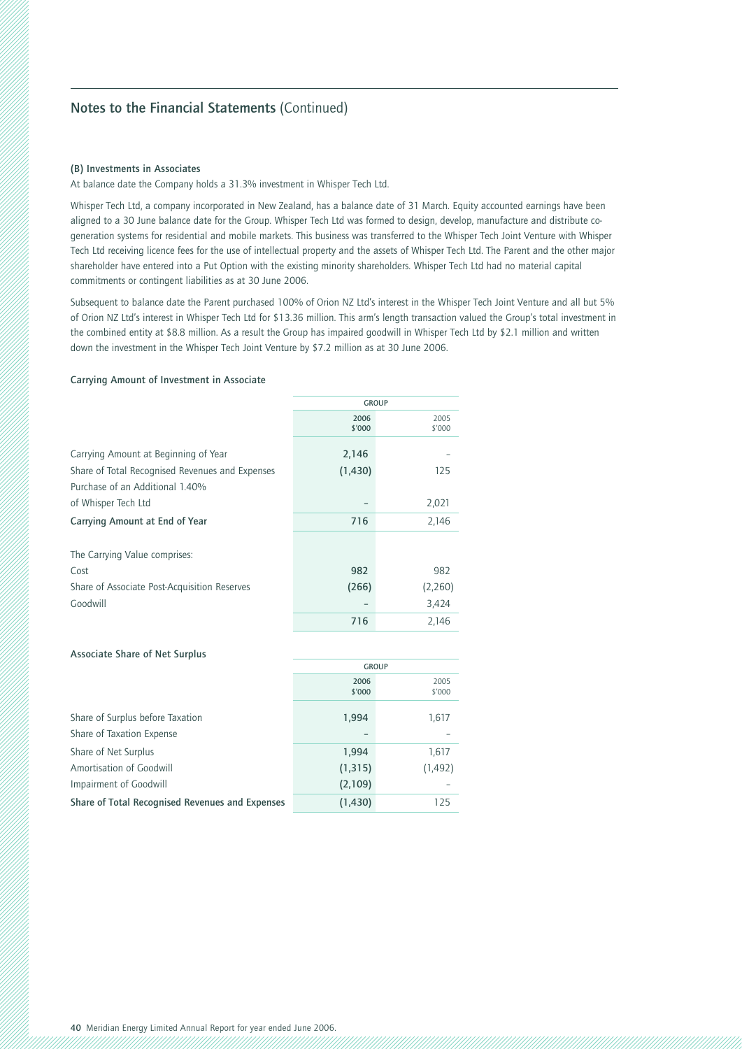## Notes to the Financial Statements (Continued)

### (B) Investments in Associates

At balance date the Company holds a 31.3% investment in Whisper Tech Ltd.

Whisper Tech Ltd, a company incorporated in New Zealand, has a balance date of 31 March. Equity accounted earnings have been aligned to a 30 June balance date for the Group. Whisper Tech Ltd was formed to design, develop, manufacture and distribute co-generation systems for residential and mobile markets. This business was transferred to the Whisper Tech Joint Venture with Whisper Tech Ltd receiving licence fees for the use of intellectual property and the assets of Whisper Tech Ltd. The Parent and the other major shareholder have entered into a Put Option with the existing minority shareholders. Whisper Tech Ltd had no material capital commitments or contingent liabilities as at 30 June 2006.

Subsequent to balance date the Parent purchased 100% of Orion NZ Ltd's interest in the Whisper Tech Joint Venture and all but 5% of Orion NZ Ltd's interest in Whisper Tech Ltd for $13.36 million. This arm's length transaction valued the Group's total investment in the combined entity at $8.8 million. As a result the Group has impaired goodwill in Whisper Tech Ltd by $2.1 million and written down the investment in the Whisper Tech Joint Venture by $7.2 million as at 30 June 2006.

#### Carrying Amount of Investment in Associate

| | GROUP | |
|---|---|---|
| | 2006 $'000 | 2005 $'000 |
| Carrying Amount at Beginning of Year | 2,146 | – |
| Share of Total Recognised Revenues and Expenses | (1,430) | 125 |
| Purchase of an Additional 1.40% of Whisper Tech Ltd | – | 2,021 |
| **Carrying Amount at End of Year** | 716 | 2,146 |
| The Carrying Value comprises: | | |
| Cost | 982 | 982 |
| Share of Associate Post-Acquisition Reserves | (266) | (2,260) |
| Goodwill | – | 3,424 |
| | 716 | 2,146 |

#### Associate Share of Net Surplus

| | GROUP | |
|---|---|---|
| | 2006 $'000 | 2005 $'000 |
| Share of Surplus before Taxation | 1,994 | 1,617 |
| Share of Taxation Expense | – | – |
| Share of Net Surplus | 1,994 | 1,617 |
| Amortisation of Goodwill | (1,315) | (1,492) |
| Impairment of Goodwill | (2,109) | – |
| **Share of Total Recognised Revenues and Expenses** | (1,430) | 125 |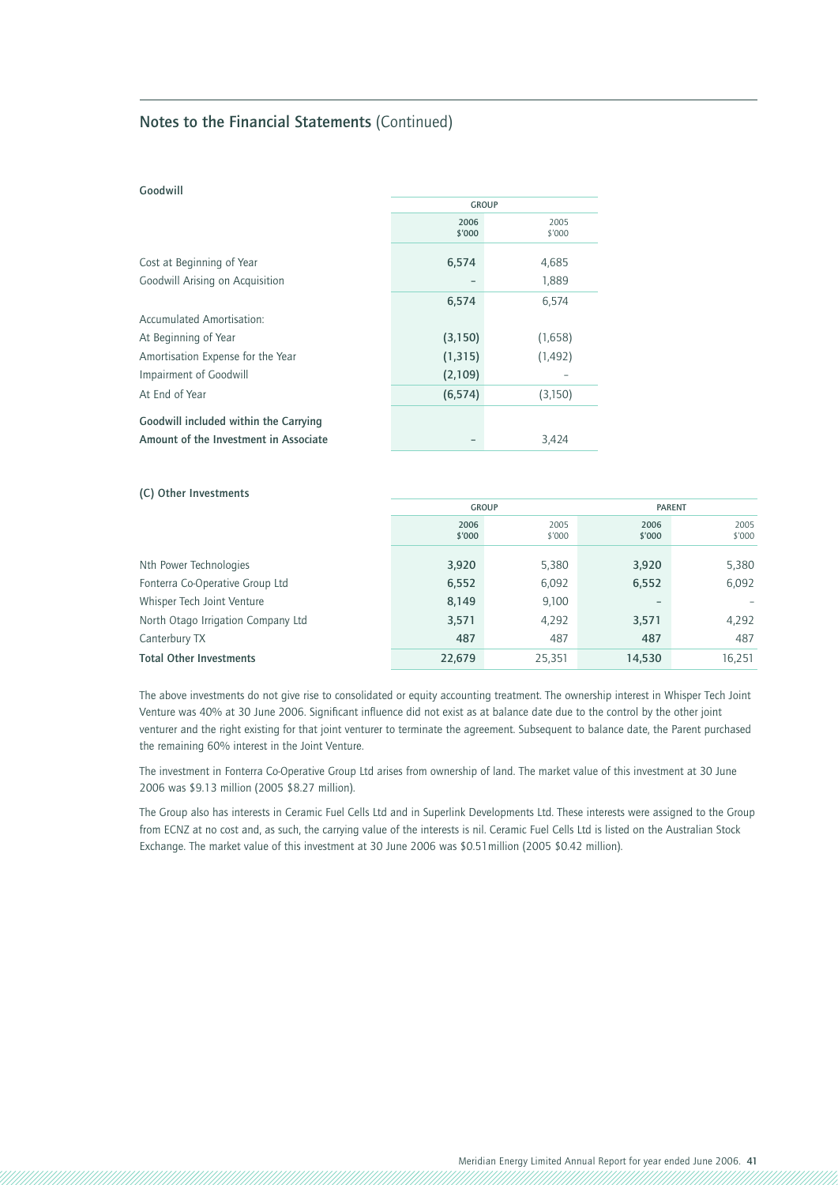## Notes to the Financial Statements (Continued)

### Goodwill

| | GROUP | |
|---|---|---|
| | 2006 $'000 | 2005 $'000 |
| Cost at Beginning of Year | 6,574 | 4,685 |
| Goodwill Arising on Acquisition | – | 1,889 |
| | 6,574 | 6,574 |
| Accumulated Amortisation: | | |
| At Beginning of Year | (3,150) | (1,658) |
| Amortisation Expense for the Year | (1,315) | (1,492) |
| Impairment of Goodwill | (2,109) | – |
| At End of Year | (6,574) | (3,150) |
| **Goodwill included within the Carrying Amount of the Investment in Associate** | – | 3,424 |

### (C) Other Investments

| | GROUP | | PARENT | |
|---|---|---|---|---|
| | 2006 $'000 | 2005 $'000 | 2006 $'000 | 2005 $'000 |
| Nth Power Technologies | 3,920 | 5,380 | 3,920 | 5,380 |
| Fonterra Co-Operative Group Ltd | 6,552 | 6,092 | 6,552 | 6,092 |
| Whisper Tech Joint Venture | 8,149 | 9,100 | – | – |
| North Otago Irrigation Company Ltd | 3,571 | 4,292 | 3,571 | 4,292 |
| Canterbury TX | 487 | 487 | 487 | 487 |
| **Total Other Investments** | 22,679 | 25,351 | 14,530 | 16,251 |

The above investments do not give rise to consolidated or equity accounting treatment. The ownership interest in Whisper Tech Joint Venture was 40% at 30 June 2006. Significant influence did not exist as at balance date due to the control by the other joint venturer and the right existing for that joint venturer to terminate the agreement. Subsequent to balance date, the Parent purchased the remaining 60% interest in the Joint Venture.

The investment in Fonterra Co-Operative Group Ltd arises from ownership of land. The market value of this investment at 30 June 2006 was $9.13 million (2005 $8.27 million).

The Group also has interests in Ceramic Fuel Cells Ltd and in Superlink Developments Ltd. These interests were assigned to the Group from ECNZ at no cost and, as such, the carrying value of the interests is nil. Ceramic Fuel Cells Ltd is listed on the Australian Stock Exchange. The market value of this investment at 30 June 2006 was $0.51million (2005 $0.42 million).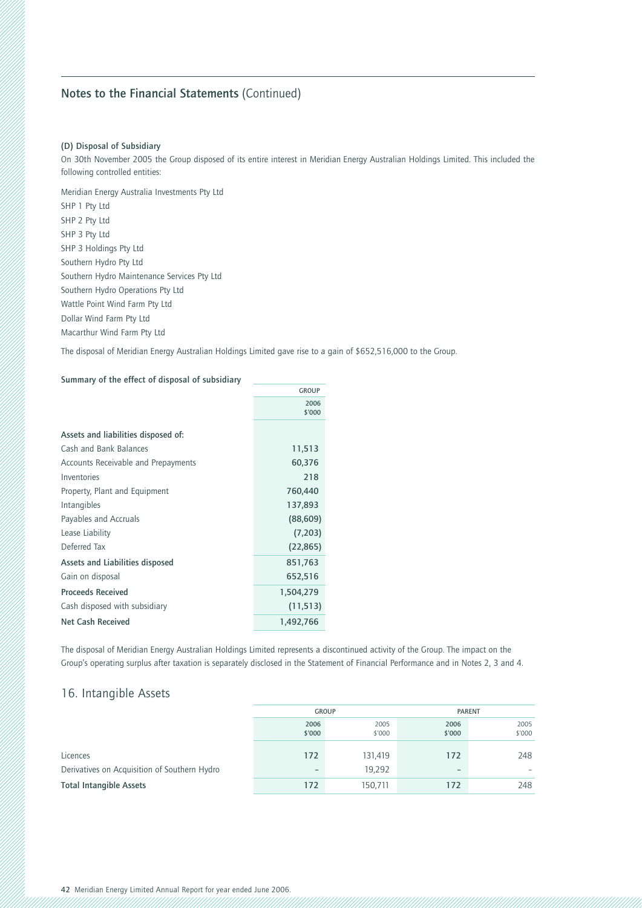## Notes to the Financial Statements (Continued)

### (D) Disposal of Subsidiary

On 30th November 2005 the Group disposed of its entire interest in Meridian Energy Australian Holdings Limited. This included the following controlled entities:

Meridian Energy Australia Investments Pty Ltd
SHP 1 Pty Ltd
SHP 2 Pty Ltd
SHP 3 Pty Ltd
SHP 3 Holdings Pty Ltd
Southern Hydro Pty Ltd
Southern Hydro Maintenance Services Pty Ltd
Southern Hydro Operations Pty Ltd
Wattle Point Wind Farm Pty Ltd
Dollar Wind Farm Pty Ltd
Macarthur Wind Farm Pty Ltd

The disposal of Meridian Energy Australian Holdings Limited gave rise to a gain of $652,516,000 to the Group.

**Summary of the effect of disposal of subsidiary**

| | GROUP |
|---|---|
| | 2006 $'000 |
| **Assets and liabilities disposed of:** | |
| Cash and Bank Balances | 11,513 |
| Accounts Receivable and Prepayments | 60,376 |
| Inventories | 218 |
| Property, Plant and Equipment | 760,440 |
| Intangibles | 137,893 |
| Payables and Accruals | (88,609) |
| Lease Liability | (7,203) |
| Deferred Tax | (22,865) |
| **Assets and Liabilities disposed** | 851,763 |
| Gain on disposal | 652,516 |
| **Proceeds Received** | 1,504,279 |
| Cash disposed with subsidiary | (11,513) |
| **Net Cash Received** | 1,492,766 |

The disposal of Meridian Energy Australian Holdings Limited represents a discontinued activity of the Group. The impact on the Group's operating surplus after taxation is separately disclosed in the Statement of Financial Performance and in Notes 2, 3 and 4.

## 16. Intangible Assets

| | GROUP | | PARENT | |
|---|---|---|---|---|
| | 2006 $'000 | 2005 $'000 | 2006 $'000 | 2005 $'000 |
| Licences | 172 | 131,419 | 172 | 248 |
| Derivatives on Acquisition of Southern Hydro | – | 19,292 | – | – |
| **Total Intangible Assets** | 172 | 150,711 | 172 | 248 |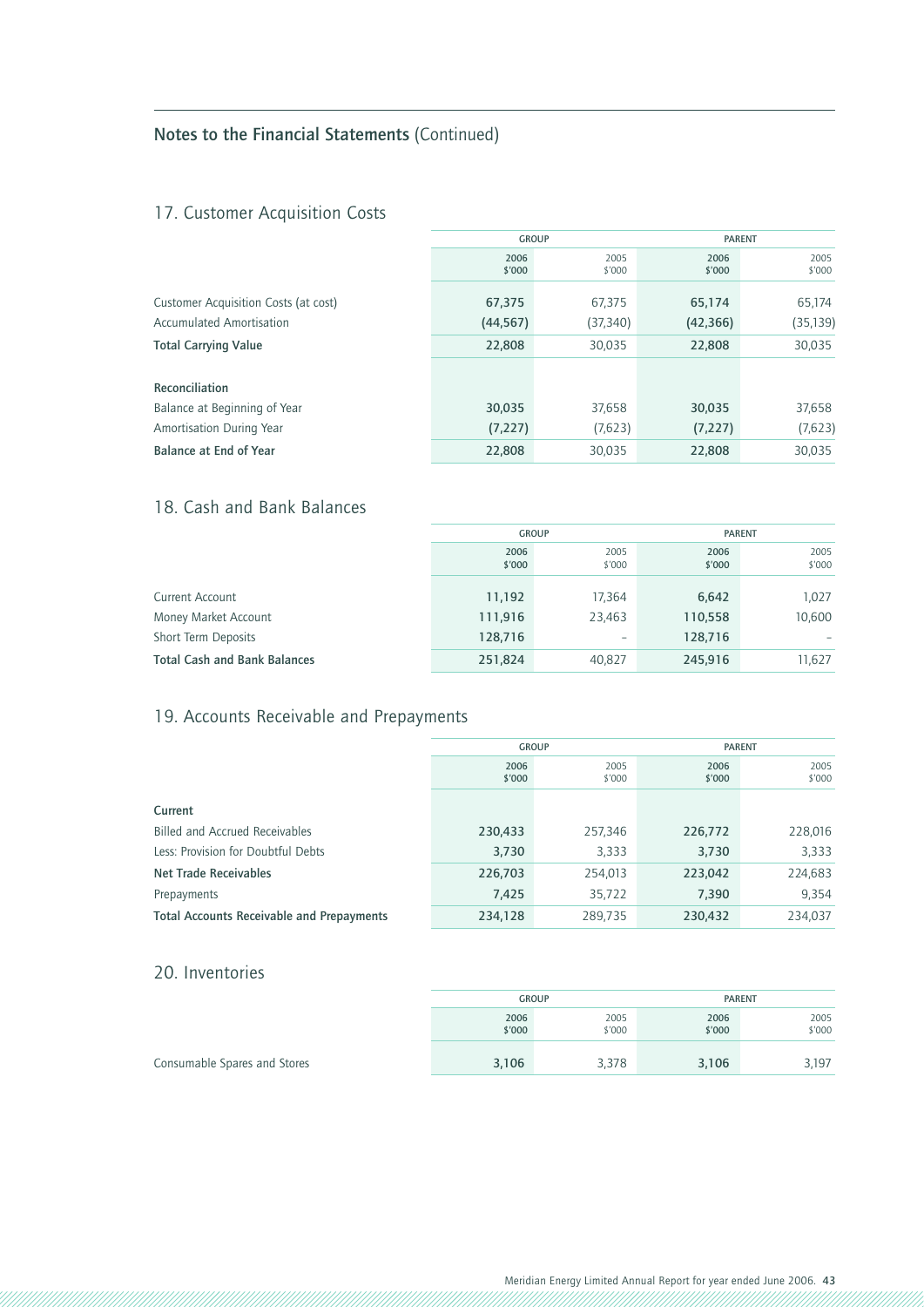## Notes to the Financial Statements (Continued)

### 17. Customer Acquisition Costs

| | GROUP | | PARENT | |
|---|---|---|---|---|
| | 2006 $'000 | 2005 $'000 | 2006 $'000 | 2005 $'000 |
| Customer Acquisition Costs (at cost) | 67,375 | 67,375 | 65,174 | 65,174 |
| Accumulated Amortisation | (44,567) | (37,340) | (42,366) | (35,139) |
| **Total Carrying Value** | 22,808 | 30,035 | 22,808 | 30,035 |
| **Reconciliation** | | | | |
| Balance at Beginning of Year | 30,035 | 37,658 | 30,035 | 37,658 |
| Amortisation During Year | (7,227) | (7,623) | (7,227) | (7,623) |
| **Balance at End of Year** | 22,808 | 30,035 | 22,808 | 30,035 |

### 18. Cash and Bank Balances

| | GROUP | | PARENT | |
|---|---|---|---|---|
| | 2006 $'000 | 2005 $'000 | 2006 $'000 | 2005 $'000 |
| Current Account | 11,192 | 17,364 | 6,642 | 1,027 |
| Money Market Account | 111,916 | 23,463 | 110,558 | 10,600 |
| Short Term Deposits | 128,716 | – | 128,716 | – |
| **Total Cash and Bank Balances** | 251,824 | 40,827 | 245,916 | 11,627 |

### 19. Accounts Receivable and Prepayments

| | GROUP | | PARENT | |
|---|---|---|---|---|
| | 2006 $'000 | 2005 $'000 | 2006 $'000 | 2005 $'000 |
| **Current** | | | | |
| Billed and Accrued Receivables | 230,433 | 257,346 | 226,772 | 228,016 |
| Less: Provision for Doubtful Debts | 3,730 | 3,333 | 3,730 | 3,333 |
| **Net Trade Receivables** | 226,703 | 254,013 | 223,042 | 224,683 |
| Prepayments | 7,425 | 35,722 | 7,390 | 9,354 |
| **Total Accounts Receivable and Prepayments** | 234,128 | 289,735 | 230,432 | 234,037 |

### 20. Inventories

| | GROUP | | PARENT | |
|---|---|---|---|---|
| | 2006 $'000 | 2005 $'000 | 2006 $'000 | 2005 $'000 |
| Consumable Spares and Stores | 3,106 | 3,378 | 3,106 | 3,197 |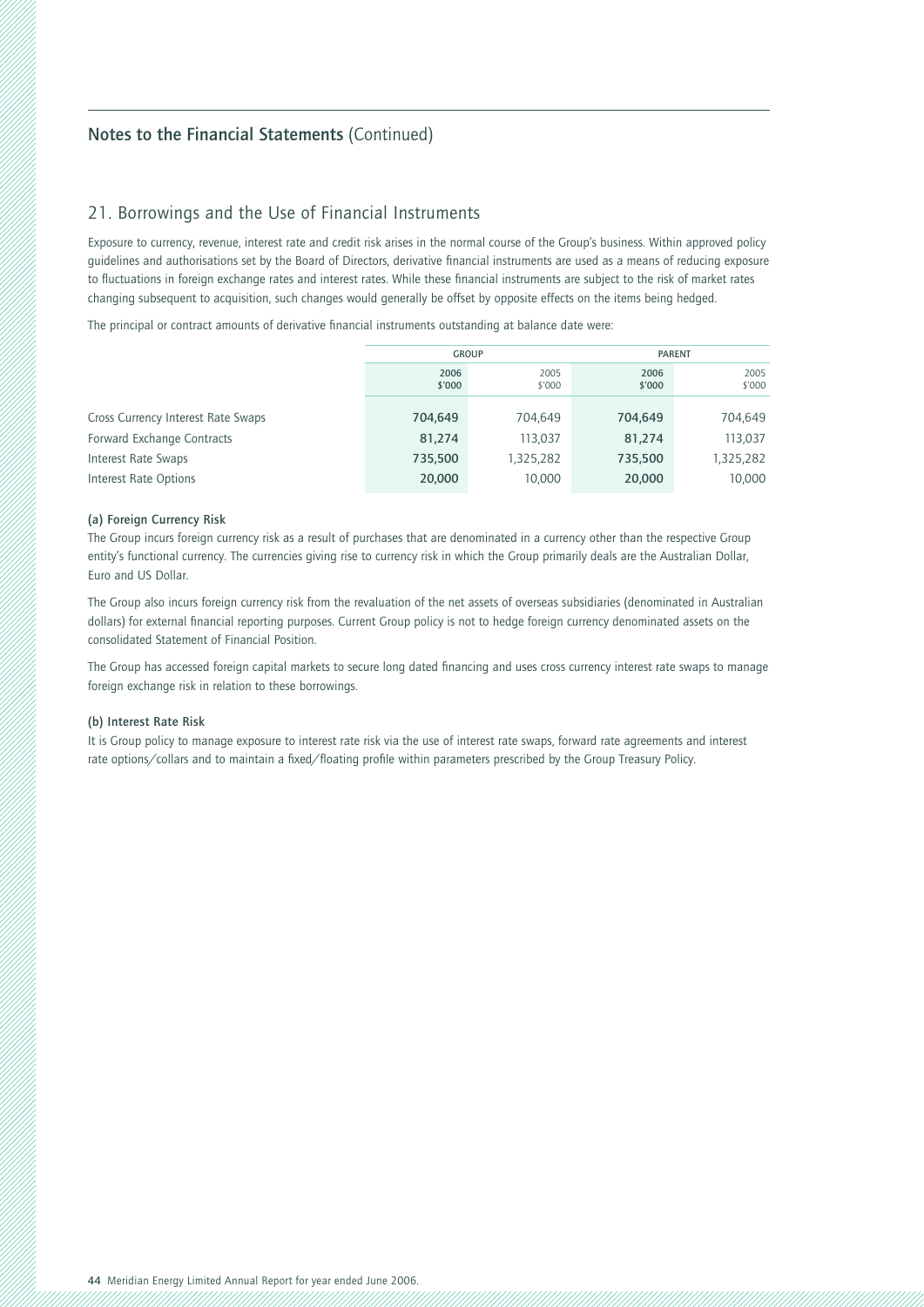## Notes to the Financial Statements (Continued)

## 21. Borrowings and the Use of Financial Instruments

Exposure to currency, revenue, interest rate and credit risk arises in the normal course of the Group's business. Within approved policy guidelines and authorisations set by the Board of Directors, derivative financial instruments are used as a means of reducing exposure to fluctuations in foreign exchange rates and interest rates. While these financial instruments are subject to the risk of market rates changing subsequent to acquisition, such changes would generally be offset by opposite effects on the items being hedged.

The principal or contract amounts of derivative financial instruments outstanding at balance date were:

| | GROUP | | PARENT | |
|---|---|---|---|---|
| | 2006 $'000 | 2005 $'000 | 2006 $'000 | 2005 $'000 |
| Cross Currency Interest Rate Swaps | **704,649** | 704,649 | **704,649** | 704,649 |
| Forward Exchange Contracts | **81,274** | 113,037 | **81,274** | 113,037 |
| Interest Rate Swaps | **735,500** | 1,325,282 | **735,500** | 1,325,282 |
| Interest Rate Options | **20,000** | 10,000 | **20,000** | 10,000 |

**(a) Foreign Currency Risk**

The Group incurs foreign currency risk as a result of purchases that are denominated in a currency other than the respective Group entity's functional currency. The currencies giving rise to currency risk in which the Group primarily deals are the Australian Dollar, Euro and US Dollar.

The Group also incurs foreign currency risk from the revaluation of the net assets of overseas subsidiaries (denominated in Australian dollars) for external financial reporting purposes. Current Group policy is not to hedge foreign currency denominated assets on the consolidated Statement of Financial Position.

The Group has accessed foreign capital markets to secure long dated financing and uses cross currency interest rate swaps to manage foreign exchange risk in relation to these borrowings.

**(b) Interest Rate Risk**

It is Group policy to manage exposure to interest rate risk via the use of interest rate swaps, forward rate agreements and interest rate options/collars and to maintain a fixed/floating profile within parameters prescribed by the Group Treasury Policy.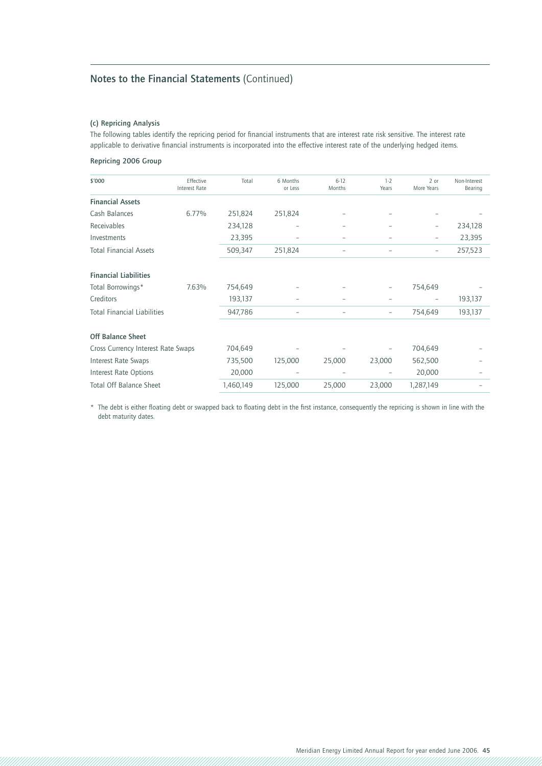## Notes to the Financial Statements (Continued)

### (c) Repricing Analysis

The following tables identify the repricing period for financial instruments that are interest rate risk sensitive. The interest rate applicable to derivative financial instruments is incorporated into the effective interest rate of the underlying hedged items.

### Repricing 2006 Group

| $'000 | Effective Interest Rate | Total | 6 Months or Less | 6-12 Months | 1-2 Years | 2 or More Years | Non-Interest Bearing |
|---|---|---|---|---|---|---|---|
| **Financial Assets** | | | | | | | |
| Cash Balances | 6.77% | 251,824 | 251,824 | – | – | – | – |
| Receivables | | 234,128 | – | – | – | – | 234,128 |
| Investments | | 23,395 | – | – | – | – | 23,395 |
| Total Financial Assets | | 509,347 | 251,824 | – | – | – | 257,523 |
| **Financial Liabilities** | | | | | | | |
| Total Borrowings* | 7.63% | 754,649 | – | – | – | 754,649 | – |
| Creditors | | 193,137 | – | – | – | – | 193,137 |
| Total Financial Liabilities | | 947,786 | – | – | – | 754,649 | 193,137 |
| **Off Balance Sheet** | | | | | | | |
| Cross Currency Interest Rate Swaps | | 704,649 | – | – | – | 704,649 | – |
| Interest Rate Swaps | | 735,500 | 125,000 | 25,000 | 23,000 | 562,500 | – |
| Interest Rate Options | | 20,000 | – | – | – | 20,000 | – |
| Total Off Balance Sheet | | 1,460,149 | 125,000 | 25,000 | 23,000 | 1,287,149 | – |

* The debt is either floating debt or swapped back to floating debt in the first instance, consequently the repricing is shown in line with the debt maturity dates.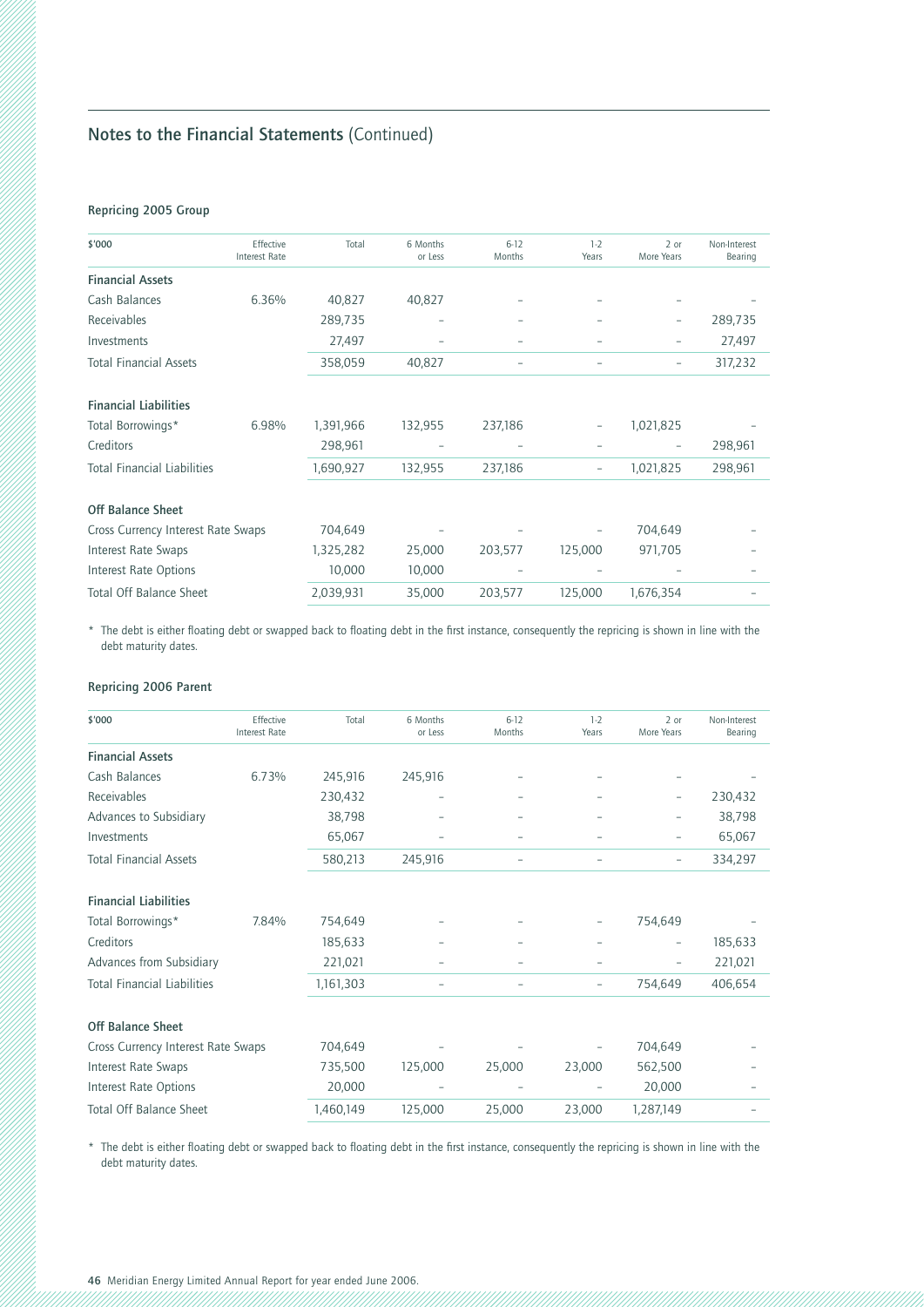## Notes to the Financial Statements (Continued)

### Repricing 2005 Group

| $'000 | Effective Interest Rate | Total | 6 Months or Less | 6-12 Months | 1-2 Years | 2 or More Years | Non-Interest Bearing |
|---|---|---|---|---|---|---|---|
| **Financial Assets** | | | | | | | |
| Cash Balances | 6.36% | 40,827 | 40,827 | – | – | – | – |
| Receivables | | 289,735 | – | – | – | – | 289,735 |
| Investments | | 27,497 | – | – | – | – | 27,497 |
| Total Financial Assets | | 358,059 | 40,827 | – | – | – | 317,232 |
| **Financial Liabilities** | | | | | | | |
| Total Borrowings* | 6.98% | 1,391,966 | 132,955 | 237,186 | – | 1,021,825 | – |
| Creditors | | 298,961 | – | – | – | – | 298,961 |
| Total Financial Liabilities | | 1,690,927 | 132,955 | 237,186 | – | 1,021,825 | 298,961 |
| **Off Balance Sheet** | | | | | | | |
| Cross Currency Interest Rate Swaps | | 704,649 | – | – | – | 704,649 | – |
| Interest Rate Swaps | | 1,325,282 | 25,000 | 203,577 | 125,000 | 971,705 | – |
| Interest Rate Options | | 10,000 | 10,000 | – | – | – | – |
| Total Off Balance Sheet | | 2,039,931 | 35,000 | 203,577 | 125,000 | 1,676,354 | – |

\* The debt is either floating debt or swapped back to floating debt in the first instance, consequently the repricing is shown in line with the debt maturity dates.

### Repricing 2006 Parent

| $'000 | Effective Interest Rate | Total | 6 Months or Less | 6-12 Months | 1-2 Years | 2 or More Years | Non-Interest Bearing |
|---|---|---|---|---|---|---|---|
| **Financial Assets** | | | | | | | |
| Cash Balances | 6.73% | 245,916 | 245,916 | – | – | – | – |
| Receivables | | 230,432 | – | – | – | – | 230,432 |
| Advances to Subsidiary | | 38,798 | – | – | – | – | 38,798 |
| Investments | | 65,067 | – | – | – | – | 65,067 |
| Total Financial Assets | | 580,213 | 245,916 | – | – | – | 334,297 |
| **Financial Liabilities** | | | | | | | |
| Total Borrowings* | 7.84% | 754,649 | – | – | – | 754,649 | – |
| Creditors | | 185,633 | – | – | – | – | 185,633 |
| Advances from Subsidiary | | 221,021 | – | – | – | – | 221,021 |
| Total Financial Liabilities | | 1,161,303 | – | – | – | 754,649 | 406,654 |
| **Off Balance Sheet** | | | | | | | |
| Cross Currency Interest Rate Swaps | | 704,649 | – | – | – | 704,649 | – |
| Interest Rate Swaps | | 735,500 | 125,000 | 25,000 | 23,000 | 562,500 | – |
| Interest Rate Options | | 20,000 | – | – | – | 20,000 | – |
| Total Off Balance Sheet | | 1,460,149 | 125,000 | 25,000 | 23,000 | 1,287,149 | – |

\* The debt is either floating debt or swapped back to floating debt in the first instance, consequently the repricing is shown in line with the debt maturity dates.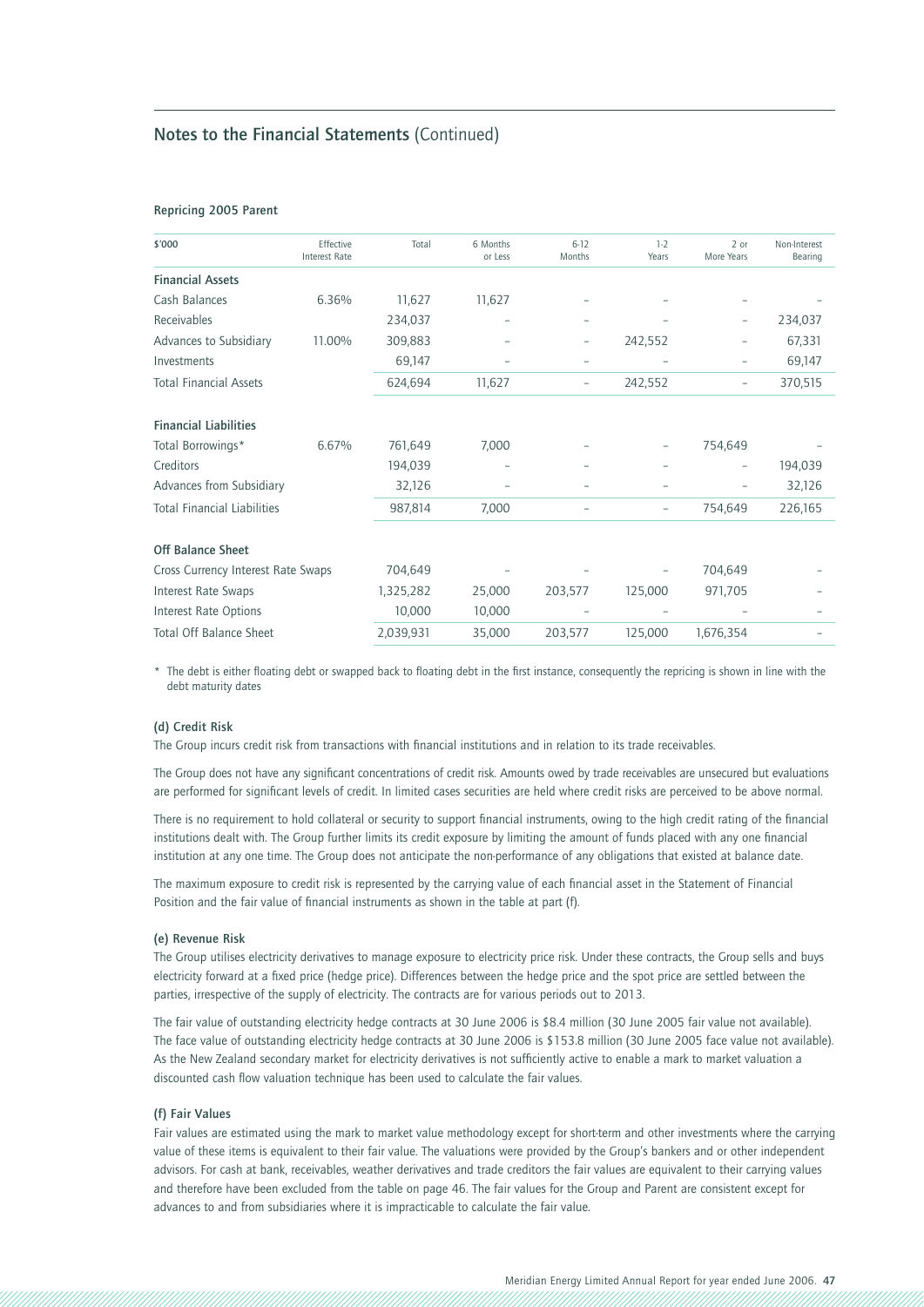## Notes to the Financial Statements (Continued)

### Repricing 2005 Parent

| $'000 | Effective Interest Rate | Total | 6 Months or Less | 6-12 Months | 1-2 Years | 2 or More Years | Non-Interest Bearing |
|---|---|---|---|---|---|---|---|
| **Financial Assets** | | | | | | | |
| Cash Balances | 6.36% | 11,627 | 11,627 | – | – | – | – |
| Receivables | | 234,037 | – | – | – | – | 234,037 |
| Advances to Subsidiary | 11.00% | 309,883 | – | – | 242,552 | – | 67,331 |
| Investments | | 69,147 | – | – | – | – | 69,147 |
| Total Financial Assets | | 624,694 | 11,627 | – | 242,552 | – | 370,515 |
| **Financial Liabilities** | | | | | | | |
| Total Borrowings* | 6.67% | 761,649 | 7,000 | – | – | 754,649 | – |
| Creditors | | 194,039 | – | – | – | – | 194,039 |
| Advances from Subsidiary | | 32,126 | – | – | – | – | 32,126 |
| Total Financial Liabilities | | 987,814 | 7,000 | – | – | 754,649 | 226,165 |
| **Off Balance Sheet** | | | | | | | |
| Cross Currency Interest Rate Swaps | | 704,649 | – | – | – | 704,649 | – |
| Interest Rate Swaps | | 1,325,282 | 25,000 | 203,577 | 125,000 | 971,705 | – |
| Interest Rate Options | | 10,000 | 10,000 | – | – | – | – |
| Total Off Balance Sheet | | 2,039,931 | 35,000 | 203,577 | 125,000 | 1,676,354 | – |

\* The debt is either floating debt or swapped back to floating debt in the first instance, consequently the repricing is shown in line with the debt maturity dates

#### (d) Credit Risk

The Group incurs credit risk from transactions with financial institutions and in relation to its trade receivables.

The Group does not have any significant concentrations of credit risk. Amounts owed by trade receivables are unsecured but evaluations are performed for significant levels of credit. In limited cases securities are held where credit risks are perceived to be above normal.

There is no requirement to hold collateral or security to support financial instruments, owing to the high credit rating of the financial institutions dealt with. The Group further limits its credit exposure by limiting the amount of funds placed with any one financial institution at any one time. The Group does not anticipate the non-performance of any obligations that existed at balance date.

The maximum exposure to credit risk is represented by the carrying value of each financial asset in the Statement of Financial Position and the fair value of financial instruments as shown in the table at part (f).

#### (e) Revenue Risk

The Group utilises electricity derivatives to manage exposure to electricity price risk. Under these contracts, the Group sells and buys electricity forward at a fixed price (hedge price). Differences between the hedge price and the spot price are settled between the parties, irrespective of the supply of electricity. The contracts are for various periods out to 2013.

The fair value of outstanding electricity hedge contracts at 30 June 2006 is $8.4 million (30 June 2005 fair value not available). The face value of outstanding electricity hedge contracts at 30 June 2006 is $153.8 million (30 June 2005 face value not available). As the New Zealand secondary market for electricity derivatives is not sufficiently active to enable a mark to market valuation a discounted cash flow valuation technique has been used to calculate the fair values.

#### (f) Fair Values

Fair values are estimated using the mark to market value methodology except for short-term and other investments where the carrying value of these items is equivalent to their fair value. The valuations were provided by the Group's bankers and or other independent advisors. For cash at bank, receivables, weather derivatives and trade creditors the fair values are equivalent to their carrying values and therefore have been excluded from the table on page 46. The fair values for the Group and Parent are consistent except for advances to and from subsidiaries where it is impracticable to calculate the fair value.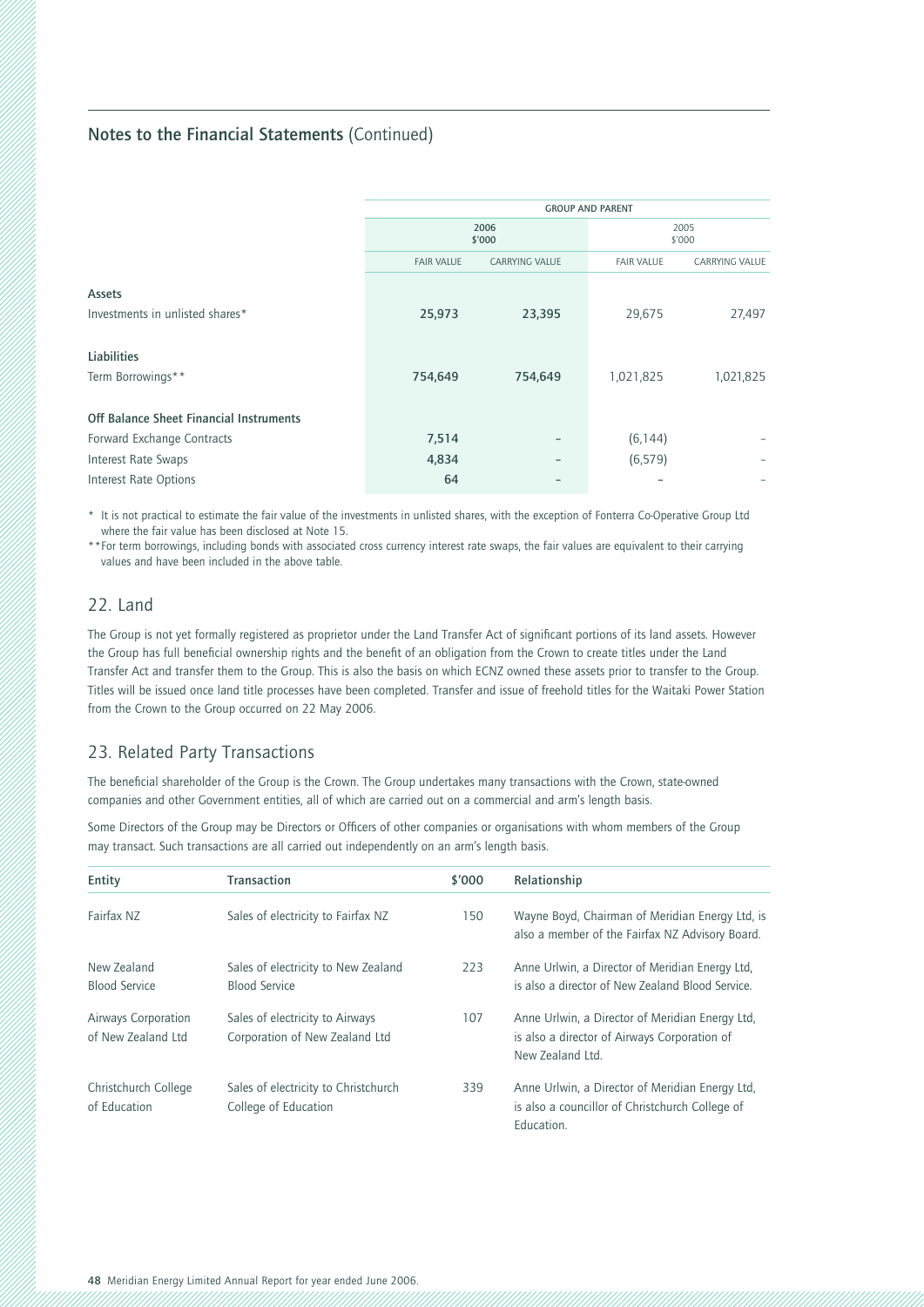## Notes to the Financial Statements (Continued)

| | GROUP AND PARENT | | | |
|---|---|---|---|---|
| | 2006 $'000 | | 2005 $'000 | |
| | FAIR VALUE | CARRYING VALUE | FAIR VALUE | CARRYING VALUE |
| **Assets** | | | | |
| Investments in unlisted shares* | **25,973** | **23,395** | 29,675 | 27,497 |
| **Liabilities** | | | | |
| Term Borrowings** | **754,649** | **754,649** | 1,021,825 | 1,021,825 |
| **Off Balance Sheet Financial Instruments** | | | | |
| Forward Exchange Contracts | **7,514** | **–** | (6,144) | – |
| Interest Rate Swaps | **4,834** | **–** | (6,579) | – |
| Interest Rate Options | **64** | **–** | – | – |

* It is not practical to estimate the fair value of the investments in unlisted shares, with the exception of Fonterra Co-Operative Group Ltd where the fair value has been disclosed at Note 15.

** For term borrowings, including bonds with associated cross currency interest rate swaps, the fair values are equivalent to their carrying values and have been included in the above table.

## 22. Land

The Group is not yet formally registered as proprietor under the Land Transfer Act of significant portions of its land assets. However the Group has full beneficial ownership rights and the benefit of an obligation from the Crown to create titles under the Land Transfer Act and transfer them to the Group. This is also the basis on which ECNZ owned these assets prior to transfer to the Group. Titles will be issued once land title processes have been completed. Transfer and issue of freehold titles for the Waitaki Power Station from the Crown to the Group occurred on 22 May 2006.

## 23. Related Party Transactions

The beneficial shareholder of the Group is the Crown. The Group undertakes many transactions with the Crown, state-owned companies and other Government entities, all of which are carried out on a commercial and arm's length basis.

Some Directors of the Group may be Directors or Officers of other companies or organisations with whom members of the Group may transact. Such transactions are all carried out independently on an arm's length basis.

| Entity | Transaction | $'000 | Relationship |
|---|---|---|---|
| Fairfax NZ | Sales of electricity to Fairfax NZ | 150 | Wayne Boyd, Chairman of Meridian Energy Ltd, is also a member of the Fairfax NZ Advisory Board. |
| New Zealand Blood Service | Sales of electricity to New Zealand Blood Service | 223 | Anne Urlwin, a Director of Meridian Energy Ltd, is also a director of New Zealand Blood Service. |
| Airways Corporation of New Zealand Ltd | Sales of electricity to Airways Corporation of New Zealand Ltd | 107 | Anne Urlwin, a Director of Meridian Energy Ltd, is also a director of Airways Corporation of New Zealand Ltd. |
| Christchurch College of Education | Sales of electricity to Christchurch College of Education | 339 | Anne Urlwin, a Director of Meridian Energy Ltd, is also a councillor of Christchurch College of Education. |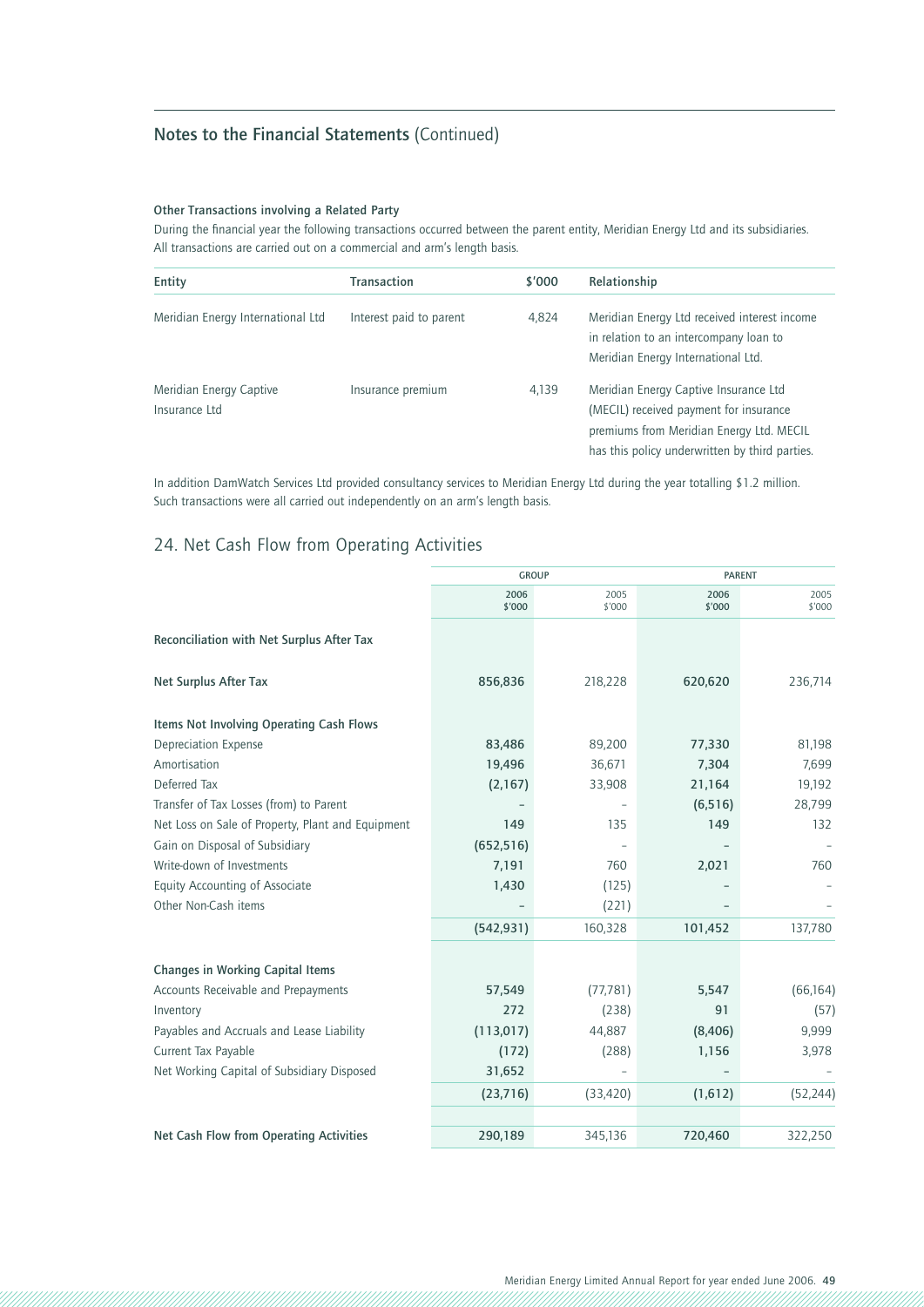## Notes to the Financial Statements (Continued)

### Other Transactions involving a Related Party

During the financial year the following transactions occurred between the parent entity, Meridian Energy Ltd and its subsidiaries. All transactions are carried out on a commercial and arm's length basis.

| Entity | Transaction | $'000 | Relationship |
|---|---|---|---|
| Meridian Energy International Ltd | Interest paid to parent | 4,824 | Meridian Energy Ltd received interest income in relation to an intercompany loan to Meridian Energy International Ltd. |
| Meridian Energy Captive Insurance Ltd | Insurance premium | 4,139 | Meridian Energy Captive Insurance Ltd (MECIL) received payment for insurance premiums from Meridian Energy Ltd. MECIL has this policy underwritten by third parties. |

In addition DamWatch Services Ltd provided consultancy services to Meridian Energy Ltd during the year totalling $1.2 million. Such transactions were all carried out independently on an arm's length basis.

## 24. Net Cash Flow from Operating Activities

| | GROUP | | PARENT | |
|---|---|---|---|---|
| | 2006 $'000 | 2005 $'000 | 2006 $'000 | 2005 $'000 |
| **Reconciliation with Net Surplus After Tax** | | | | |
| **Net Surplus After Tax** | **856,836** | 218,228 | **620,620** | 236,714 |
| **Items Not Involving Operating Cash Flows** | | | | |
| Depreciation Expense | **83,486** | 89,200 | **77,330** | 81,198 |
| Amortisation | **19,496** | 36,671 | **7,304** | 7,699 |
| Deferred Tax | **(2,167)** | 33,908 | **21,164** | 19,192 |
| Transfer of Tax Losses (from) to Parent | **–** | – | **(6,516)** | 28,799 |
| Net Loss on Sale of Property, Plant and Equipment | **149** | 135 | **149** | 132 |
| Gain on Disposal of Subsidiary | **(652,516)** | – | **–** | – |
| Write-down of Investments | **7,191** | 760 | **2,021** | 760 |
| Equity Accounting of Associate | **1,430** | (125) | **–** | – |
| Other Non-Cash items | **–** | (221) | **–** | – |
| | **(542,931)** | 160,328 | **101,452** | 137,780 |
| **Changes in Working Capital Items** | | | | |
| Accounts Receivable and Prepayments | **57,549** | (77,781) | **5,547** | (66,164) |
| Inventory | **272** | (238) | **91** | (57) |
| Payables and Accruals and Lease Liability | **(113,017)** | 44,887 | **(8,406)** | 9,999 |
| Current Tax Payable | **(172)** | (288) | **1,156** | 3,978 |
| Net Working Capital of Subsidiary Disposed | **31,652** | – | **–** | – |
| | **(23,716)** | (33,420) | **(1,612)** | (52,244) |
| **Net Cash Flow from Operating Activities** | **290,189** | 345,136 | **720,460** | 322,250 |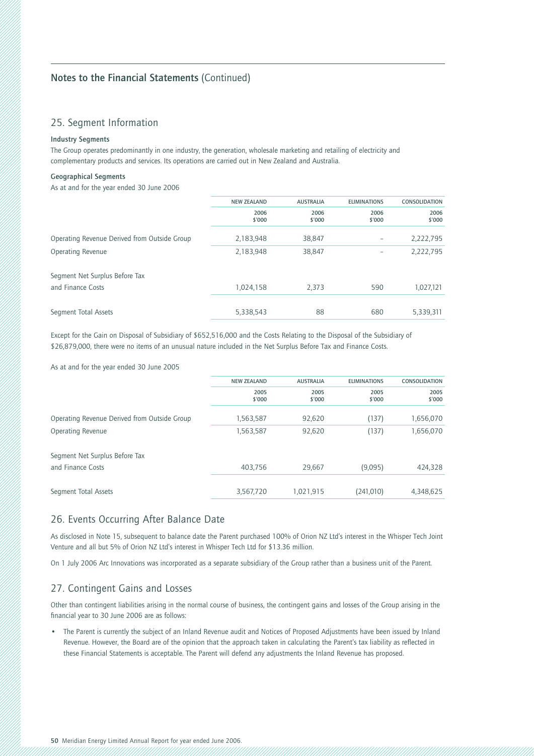## Notes to the Financial Statements (Continued)

## 25. Segment Information

### Industry Segments

The Group operates predominantly in one industry, the generation, wholesale marketing and retailing of electricity and complementary products and services. Its operations are carried out in New Zealand and Australia.

### Geographical Segments

As at and for the year ended 30 June 2006

| | NEW ZEALAND | AUSTRALIA | ELIMINATIONS | CONSOLIDATION |
|---|---|---|---|---|
| | 2006 $'000 | 2006 $'000 | 2006 $'000 | 2006 $'000 |
| Operating Revenue Derived from Outside Group | 2,183,948 | 38,847 | – | 2,222,795 |
| Operating Revenue | 2,183,948 | 38,847 | – | 2,222,795 |
| Segment Net Surplus Before Tax and Finance Costs | 1,024,158 | 2,373 | 590 | 1,027,121 |
| Segment Total Assets | 5,338,543 | 88 | 680 | 5,339,311 |

Except for the Gain on Disposal of Subsidiary of $652,516,000 and the Costs Relating to the Disposal of the Subsidiary of $26,879,000, there were no items of an unusual nature included in the Net Surplus Before Tax and Finance Costs.

As at and for the year ended 30 June 2005

| | NEW ZEALAND | AUSTRALIA | ELIMINATIONS | CONSOLIDATION |
|---|---|---|---|---|
| | 2005 $'000 | 2005 $'000 | 2005 $'000 | 2005 $'000 |
| Operating Revenue Derived from Outside Group | 1,563,587 | 92,620 | (137) | 1,656,070 |
| Operating Revenue | 1,563,587 | 92,620 | (137) | 1,656,070 |
| Segment Net Surplus Before Tax and Finance Costs | 403,756 | 29,667 | (9,095) | 424,328 |
| Segment Total Assets | 3,567,720 | 1,021,915 | (241,010) | 4,348,625 |

## 26. Events Occurring After Balance Date

As disclosed in Note 15, subsequent to balance date the Parent purchased 100% of Orion NZ Ltd's interest in the Whisper Tech Joint Venture and all but 5% of Orion NZ Ltd's interest in Whisper Tech Ltd for $13.36 million.

On 1 July 2006 Arc Innovations was incorporated as a separate subsidiary of the Group rather than a business unit of the Parent.

## 27. Contingent Gains and Losses

Other than contingent liabilities arising in the normal course of business, the contingent gains and losses of the Group arising in the financial year to 30 June 2006 are as follows:

- The Parent is currently the subject of an Inland Revenue audit and Notices of Proposed Adjustments have been issued by Inland Revenue. However, the Board are of the opinion that the approach taken in calculating the Parent's tax liability as reflected in these Financial Statements is acceptable. The Parent will defend any adjustments the Inland Revenue has proposed.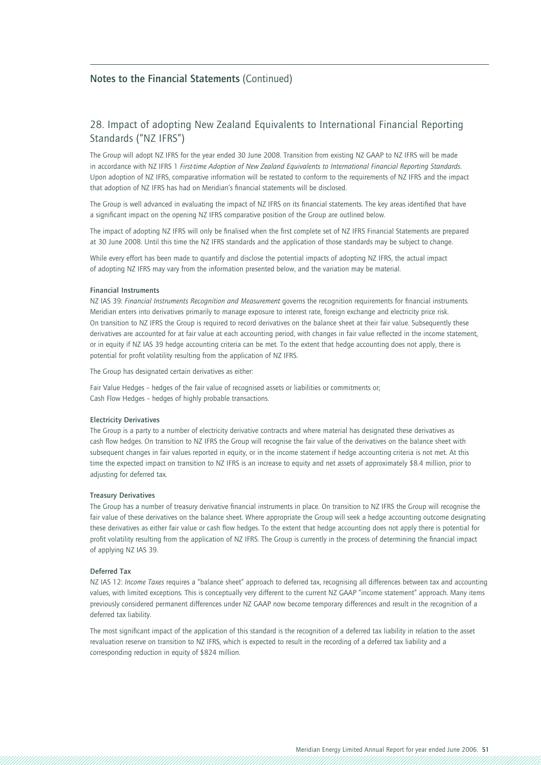## Notes to the Financial Statements (Continued)

## 28. Impact of adopting New Zealand Equivalents to International Financial Reporting Standards ("NZ IFRS")

The Group will adopt NZ IFRS for the year ended 30 June 2008. Transition from existing NZ GAAP to NZ IFRS will be made in accordance with NZ IFRS 1 *First-time Adoption of New Zealand Equivalents to International Financial Reporting Standards*. Upon adoption of NZ IFRS, comparative information will be restated to conform to the requirements of NZ IFRS and the impact that adoption of NZ IFRS has had on Meridian's financial statements will be disclosed.

The Group is well advanced in evaluating the impact of NZ IFRS on its financial statements. The key areas identified that have a significant impact on the opening NZ IFRS comparative position of the Group are outlined below.

The impact of adopting NZ IFRS will only be finalised when the first complete set of NZ IFRS Financial Statements are prepared at 30 June 2008. Until this time the NZ IFRS standards and the application of those standards may be subject to change.

While every effort has been made to quantify and disclose the potential impacts of adopting NZ IFRS, the actual impact of adopting NZ IFRS may vary from the information presented below, and the variation may be material.

### Financial Instruments

NZ IAS 39: *Financial Instruments Recognition and Measurement* governs the recognition requirements for financial instruments. Meridian enters into derivatives primarily to manage exposure to interest rate, foreign exchange and electricity price risk. On transition to NZ IFRS the Group is required to record derivatives on the balance sheet at their fair value. Subsequently these derivatives are accounted for at fair value at each accounting period, with changes in fair value reflected in the income statement, or in equity if NZ IAS 39 hedge accounting criteria can be met. To the extent that hedge accounting does not apply, there is potential for profit volatility resulting from the application of NZ IFRS.

The Group has designated certain derivatives as either:

Fair Value Hedges – hedges of the fair value of recognised assets or liabilities or commitments or;
Cash Flow Hedges – hedges of highly probable transactions.

### Electricity Derivatives

The Group is a party to a number of electricity derivative contracts and where material has designated these derivatives as cash flow hedges. On transition to NZ IFRS the Group will recognise the fair value of the derivatives on the balance sheet with subsequent changes in fair values reported in equity, or in the income statement if hedge accounting criteria is not met. At this time the expected impact on transition to NZ IFRS is an increase to equity and net assets of approximately $8.4 million, prior to adjusting for deferred tax.

### Treasury Derivatives

The Group has a number of treasury derivative financial instruments in place. On transition to NZ IFRS the Group will recognise the fair value of these derivatives on the balance sheet. Where appropriate the Group will seek a hedge accounting outcome designating these derivatives as either fair value or cash flow hedges. To the extent that hedge accounting does not apply there is potential for profit volatility resulting from the application of NZ IFRS. The Group is currently in the process of determining the financial impact of applying NZ IAS 39.

### Deferred Tax

NZ IAS 12: *Income Taxes* requires a "balance sheet" approach to deferred tax, recognising all differences between tax and accounting values, with limited exceptions. This is conceptually very different to the current NZ GAAP "income statement" approach. Many items previously considered permanent differences under NZ GAAP now become temporary differences and result in the recognition of a deferred tax liability.

The most significant impact of the application of this standard is the recognition of a deferred tax liability in relation to the asset revaluation reserve on transition to NZ IFRS, which is expected to result in the recording of a deferred tax liability and a corresponding reduction in equity of $824 million.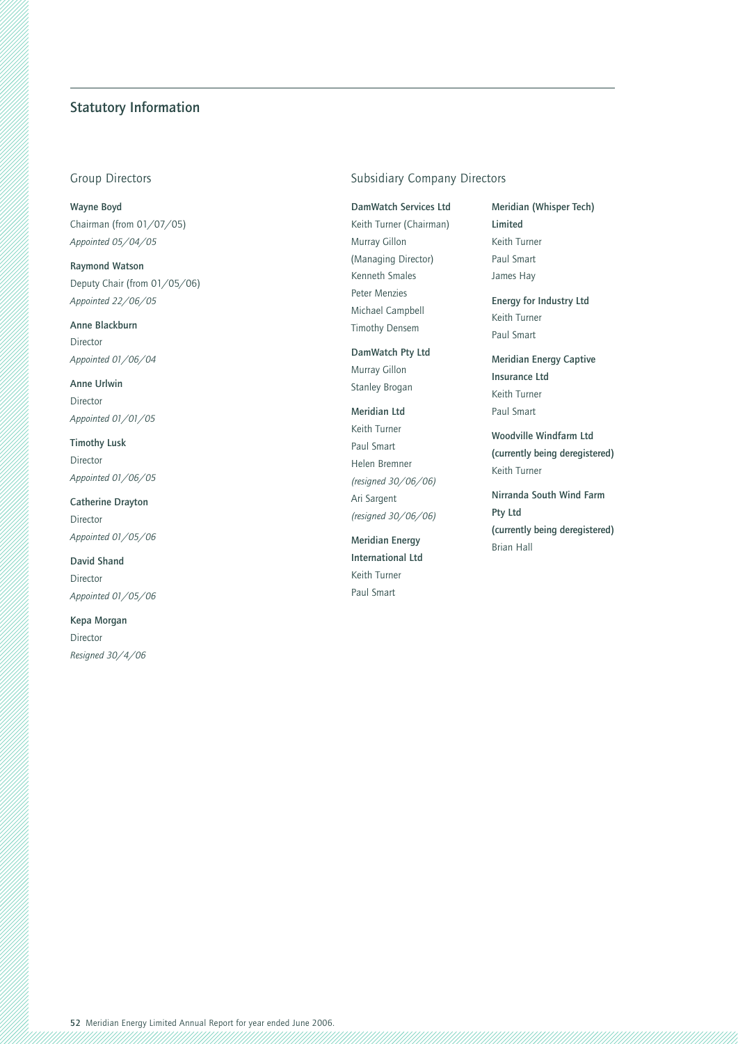## Statutory Information

### Group Directors

**Wayne Boyd**
Chairman (from 01/07/05)
*Appointed 05/04/05*

**Raymond Watson**
Deputy Chair (from 01/05/06)
*Appointed 22/06/05*

**Anne Blackburn**
Director
*Appointed 01/06/04*

**Anne Urlwin**
Director
*Appointed 01/01/05*

**Timothy Lusk**
Director
*Appointed 01/06/05*

**Catherine Drayton**
Director
*Appointed 01/05/06*

**David Shand**
Director
*Appointed 01/05/06*

**Kepa Morgan**
Director
*Resigned 30/4/06*

### Subsidiary Company Directors

**DamWatch Services Ltd**
Keith Turner (Chairman)
Murray Gillon
(Managing Director)
Kenneth Smales
Peter Menzies
Michael Campbell
Timothy Densem

**DamWatch Pty Ltd**
Murray Gillon
Stanley Brogan

**Meridian Ltd**
Keith Turner
Paul Smart
Helen Bremner
*(resigned 30/06/06)*
Ari Sargent
*(resigned 30/06/06)*

**Meridian Energy International Ltd**
Keith Turner
Paul Smart

**Meridian (Whisper Tech) Limited**
Keith Turner
Paul Smart
James Hay

**Energy for Industry Ltd**
Keith Turner
Paul Smart

**Meridian Energy Captive Insurance Ltd**
Keith Turner
Paul Smart

**Woodville Windfarm Ltd (currently being deregistered)**
Keith Turner

**Nirranda South Wind Farm Pty Ltd (currently being deregistered)**
Brian Hall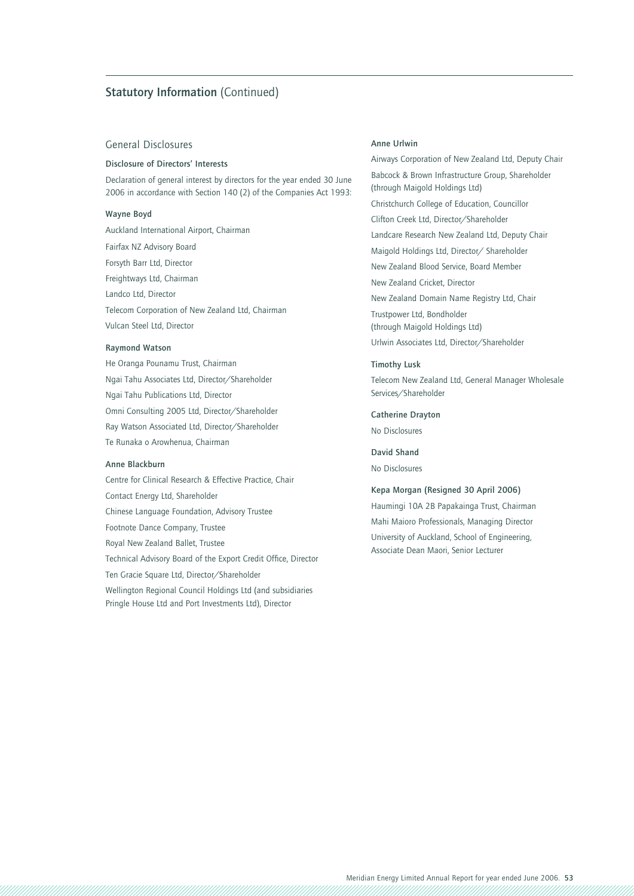## Statutory Information (Continued)

### General Disclosures

#### Disclosure of Directors' Interests

Declaration of general interest by directors for the year ended 30 June 2006 in accordance with Section 140 (2) of the Companies Act 1993:

**Wayne Boyd**

Auckland International Airport, Chairman
Fairfax NZ Advisory Board
Forsyth Barr Ltd, Director
Freightways Ltd, Chairman
Landco Ltd, Director
Telecom Corporation of New Zealand Ltd, Chairman
Vulcan Steel Ltd, Director

**Raymond Watson**

He Oranga Pounamu Trust, Chairman
Ngai Tahu Associates Ltd, Director/Shareholder
Ngai Tahu Publications Ltd, Director
Omni Consulting 2005 Ltd, Director/Shareholder
Ray Watson Associated Ltd, Director/Shareholder
Te Runaka o Arowhenua, Chairman

**Anne Blackburn**

Centre for Clinical Research & Effective Practice, Chair
Contact Energy Ltd, Shareholder
Chinese Language Foundation, Advisory Trustee
Footnote Dance Company, Trustee
Royal New Zealand Ballet, Trustee
Technical Advisory Board of the Export Credit Office, Director
Ten Gracie Square Ltd, Director/Shareholder
Wellington Regional Council Holdings Ltd (and subsidiaries Pringle House Ltd and Port Investments Ltd), Director

**Anne Urlwin**

Airways Corporation of New Zealand Ltd, Deputy Chair
Babcock & Brown Infrastructure Group, Shareholder (through Maigold Holdings Ltd)
Christchurch College of Education, Councillor
Clifton Creek Ltd, Director/Shareholder
Landcare Research New Zealand Ltd, Deputy Chair
Maigold Holdings Ltd, Director/ Shareholder
New Zealand Blood Service, Board Member
New Zealand Cricket, Director
New Zealand Domain Name Registry Ltd, Chair
Trustpower Ltd, Bondholder (through Maigold Holdings Ltd)
Urlwin Associates Ltd, Director/Shareholder

**Timothy Lusk**

Telecom New Zealand Ltd, General Manager Wholesale Services/Shareholder

**Catherine Drayton**

No Disclosures

**David Shand**

No Disclosures

**Kepa Morgan (Resigned 30 April 2006)**

Haumingi 10A 2B Papakainga Trust, Chairman
Mahi Maioro Professionals, Managing Director
University of Auckland, School of Engineering, Associate Dean Maori, Senior Lecturer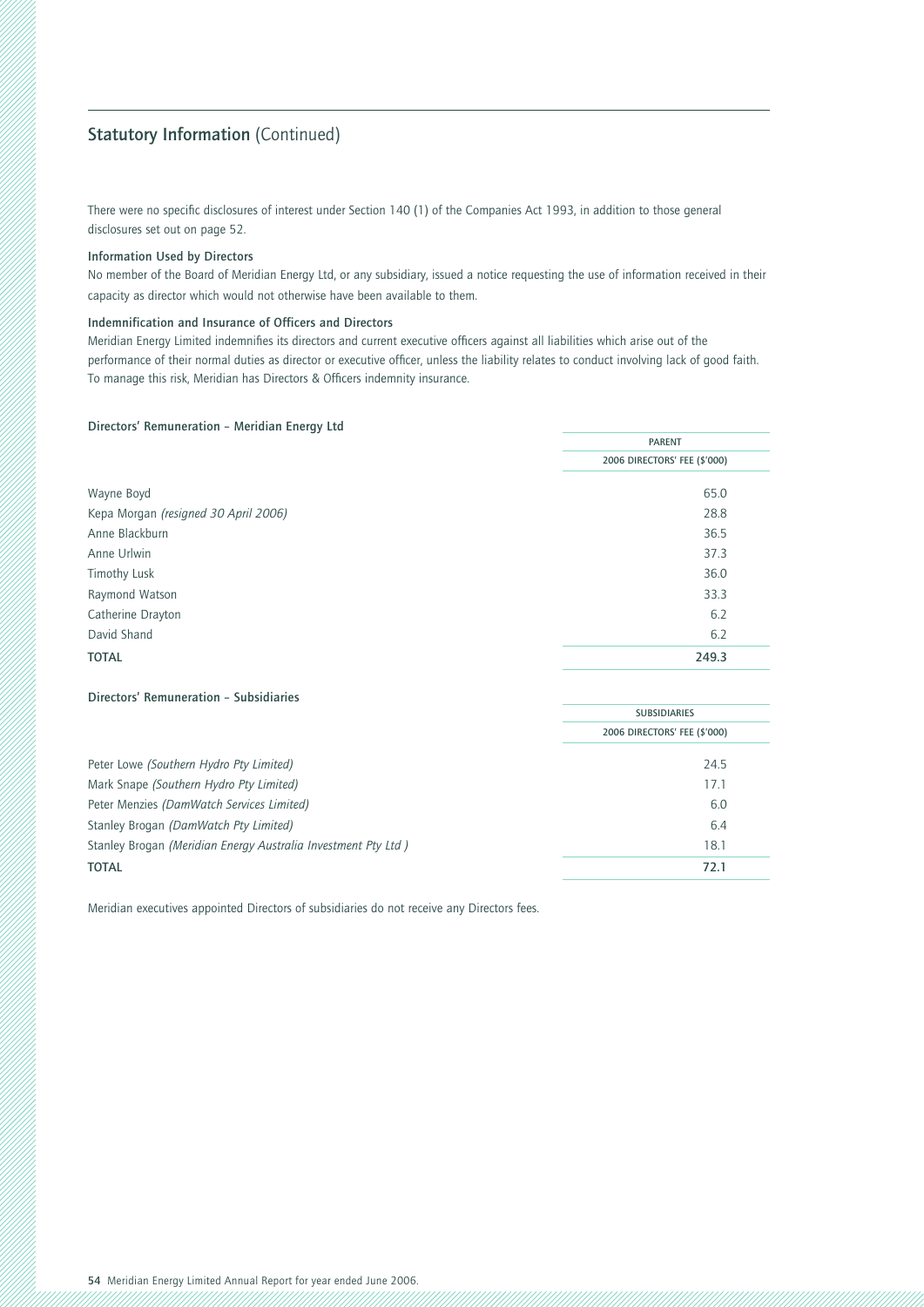## Statutory Information (Continued)

There were no specific disclosures of interest under Section 140 (1) of the Companies Act 1993, in addition to those general disclosures set out on page 52.

### Information Used by Directors

No member of the Board of Meridian Energy Ltd, or any subsidiary, issued a notice requesting the use of information received in their capacity as director which would not otherwise have been available to them.

### Indemnification and Insurance of Officers and Directors

Meridian Energy Limited indemnifies its directors and current executive officers against all liabilities which arise out of the performance of their normal duties as director or executive officer, unless the liability relates to conduct involving lack of good faith. To manage this risk, Meridian has Directors & Officers indemnity insurance.

### Directors' Remuneration – Meridian Energy Ltd

| | PARENT |
|---|---|
| | 2006 DIRECTORS' FEE ($'000) |
| Wayne Boyd | 65.0 |
| Kepa Morgan *(resigned 30 April 2006)* | 28.8 |
| Anne Blackburn | 36.5 |
| Anne Urlwin | 37.3 |
| Timothy Lusk | 36.0 |
| Raymond Watson | 33.3 |
| Catherine Drayton | 6.2 |
| David Shand | 6.2 |
| **TOTAL** | **249.3** |

### Directors' Remuneration – Subsidiaries

| | SUBSIDIARIES |
|---|---|
| | 2006 DIRECTORS' FEE ($'000) |
| Peter Lowe *(Southern Hydro Pty Limited)* | 24.5 |
| Mark Snape *(Southern Hydro Pty Limited)* | 17.1 |
| Peter Menzies *(DamWatch Services Limited)* | 6.0 |
| Stanley Brogan *(DamWatch Pty Limited)* | 6.4 |
| Stanley Brogan *(Meridian Energy Australia Investment Pty Ltd )* | 18.1 |
| **TOTAL** | **72.1** |

Meridian executives appointed Directors of subsidiaries do not receive any Directors fees.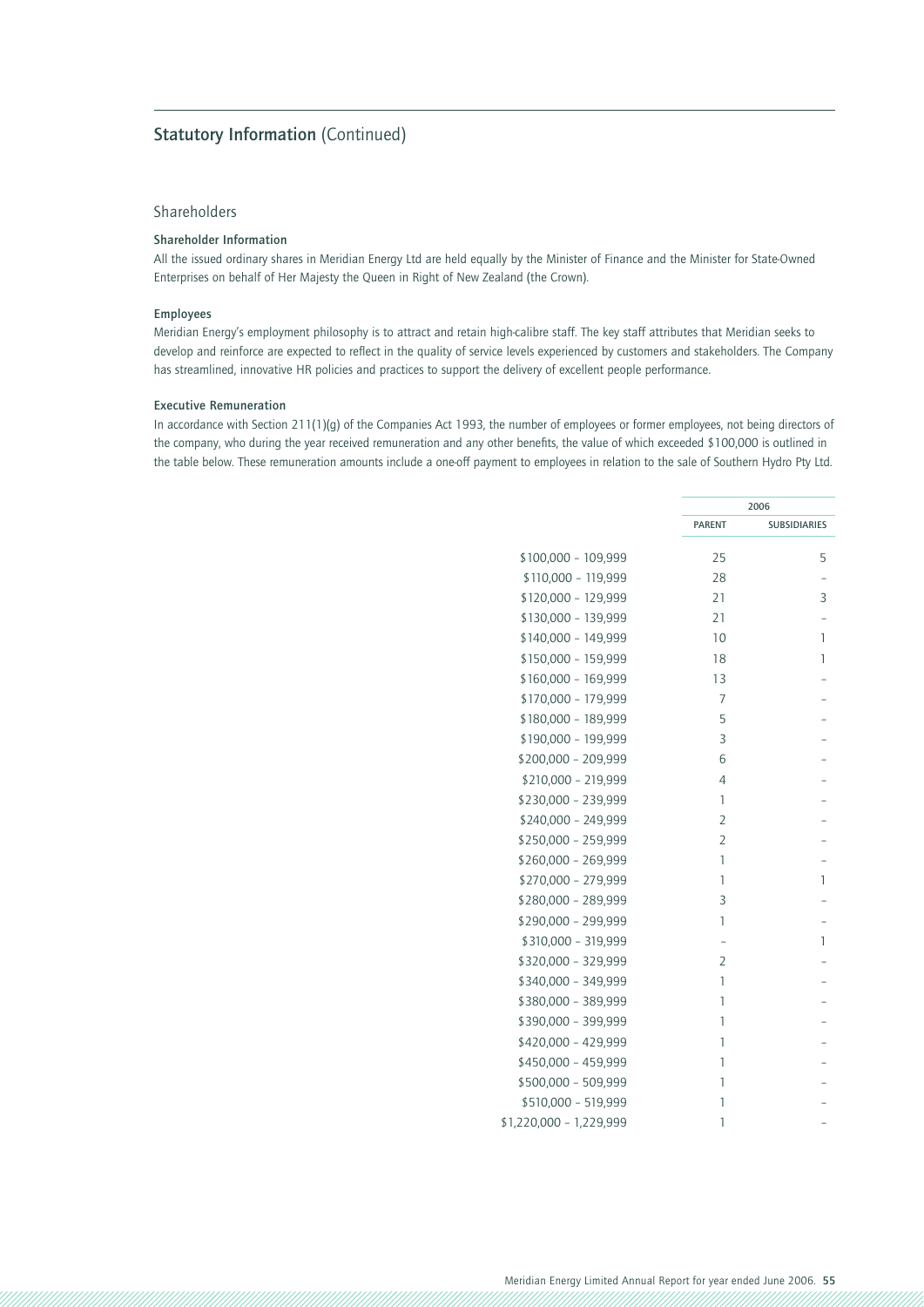## Statutory Information (Continued)

### Shareholders

#### Shareholder Information

All the issued ordinary shares in Meridian Energy Ltd are held equally by the Minister of Finance and the Minister for State-Owned Enterprises on behalf of Her Majesty the Queen in Right of New Zealand (the Crown).

#### Employees

Meridian Energy's employment philosophy is to attract and retain high-calibre staff. The key staff attributes that Meridian seeks to develop and reinforce are expected to reflect in the quality of service levels experienced by customers and stakeholders. The Company has streamlined, innovative HR policies and practices to support the delivery of excellent people performance.

#### Executive Remuneration

In accordance with Section 211(1)(g) of the Companies Act 1993, the number of employees or former employees, not being directors of the company, who during the year received remuneration and any other benefits, the value of which exceeded $100,000 is outlined in the table below. These remuneration amounts include a one-off payment to employees in relation to the sale of Southern Hydro Pty Ltd.

| | 2006 | |
|---|---|---|
| | PARENT | SUBSIDIARIES |
| $100,000 - 109,999 | 25 | 5 |
| $110,000 - 119,999 | 28 | – |
| $120,000 - 129,999 | 21 | 3 |
| $130,000 - 139,999 | 21 | – |
| $140,000 - 149,999 | 10 | 1 |
| $150,000 - 159,999 | 18 | 1 |
| $160,000 - 169,999 | 13 | – |
| $170,000 - 179,999 | 7 | – |
| $180,000 - 189,999 | 5 | – |
| $190,000 - 199,999 | 3 | – |
| $200,000 - 209,999 | 6 | – |
| $210,000 - 219,999 | 4 | – |
| $230,000 - 239,999 | 1 | – |
| $240,000 - 249,999 | 2 | – |
| $250,000 - 259,999 | 2 | – |
| $260,000 - 269,999 | 1 | – |
| $270,000 - 279,999 | 1 | 1 |
| $280,000 - 289,999 | 3 | – |
| $290,000 - 299,999 | 1 | – |
| $310,000 - 319,999 | – | 1 |
| $320,000 - 329,999 | 2 | – |
| $340,000 - 349,999 | 1 | – |
| $380,000 - 389,999 | 1 | – |
| $390,000 - 399,999 | 1 | – |
| $420,000 - 429,999 | 1 | – |
| $450,000 - 459,999 | 1 | – |
| $500,000 - 509,999 | 1 | – |
| $510,000 - 519,999 | 1 | – |
| $1,220,000 - 1,229,999 | 1 | – |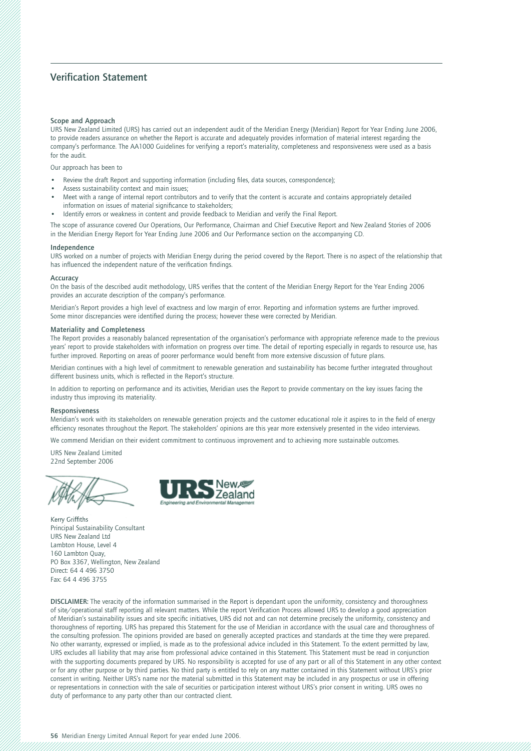## Verification Statement

### Scope and Approach

URS New Zealand Limited (URS) has carried out an independent audit of the Meridian Energy (Meridian) Report for Year Ending June 2006, to provide readers assurance on whether the Report is accurate and adequately provides information of material interest regarding the company's performance. The AA1000 Guidelines for verifying a report's materiality, completeness and responsiveness were used as a basis for the audit.

Our approach has been to

- Review the draft Report and supporting information (including files, data sources, correspondence);
- Assess sustainability context and main issues;
- Meet with a range of internal report contributors and to verify that the content is accurate and contains appropriately detailed information on issues of material significance to stakeholders;
- Identify errors or weakness in content and provide feedback to Meridian and verify the Final Report.

The scope of assurance covered Our Operations, Our Performance, Chairman and Chief Executive Report and New Zealand Stories of 2006 in the Meridian Energy Report for Year Ending June 2006 and Our Performance section on the accompanying CD.

### Independence

URS worked on a number of projects with Meridian Energy during the period covered by the Report. There is no aspect of the relationship that has influenced the independent nature of the verification findings.

### Accuracy

On the basis of the described audit methodology, URS verifies that the content of the Meridian Energy Report for the Year Ending 2006 provides an accurate description of the company's performance.

Meridian's Report provides a high level of exactness and low margin of error. Reporting and information systems are further improved. Some minor discrepancies were identified during the process; however these were corrected by Meridian.

### Materiality and Completeness

The Report provides a reasonably balanced representation of the organisation's performance with appropriate reference made to the previous years' report to provide stakeholders with information on progress over time. The detail of reporting especially in regards to resource use, has further improved. Reporting on areas of poorer performance would benefit from more extensive discussion of future plans.

Meridian continues with a high level of commitment to renewable generation and sustainability has become further integrated throughout different business units, which is reflected in the Report's structure.

In addition to reporting on performance and its activities, Meridian uses the Report to provide commentary on the key issues facing the industry thus improving its materiality.

### Responsiveness

Meridian's work with its stakeholders on renewable generation projects and the customer educational role it aspires to in the field of energy efficiency resonates throughout the Report. The stakeholders' opinions are this year more extensively presented in the video interviews.

We commend Meridian on their evident commitment to continuous improvement and to achieving more sustainable outcomes.

URS New Zealand Limited
22nd September 2006

URS New Zealand
Engineering and Environmental Management

Kerry Griffiths
Principal Sustainability Consultant
URS New Zealand Ltd
Lambton House, Level 4
160 Lambton Quay,
PO Box 3367, Wellington, New Zealand
Direct: 64 4 496 3750
Fax: 64 4 496 3755

**DISCLAIMER:** The veracity of the information summarised in the Report is dependant upon the uniformity, consistency and thoroughness of site/operational staff reporting all relevant matters. While the report Verification Process allowed URS to develop a good appreciation of Meridian's sustainability issues and site specific initiatives, URS did not and can not determine precisely the uniformity, consistency and thoroughness of reporting. URS has prepared this Statement for the use of Meridian in accordance with the usual care and thoroughness of the consulting profession. The opinions provided are based on generally accepted practices and standards at the time they were prepared. No other warranty, expressed or implied, is made as to the professional advice included in this Statement. To the extent permitted by law, URS excludes all liability that may arise from professional advice contained in this Statement. This Statement must be read in conjunction with the supporting documents prepared by URS. No responsibility is accepted for use of any part or all of this Statement in any other context or for any other purpose or by third parties. No third party is entitled to rely on any matter contained in this Statement without URS's prior consent in writing. Neither URS's name nor the material submitted in this Statement may be included in any prospectus or use in offering or representations in connection with the sale of securities or participation interest without URS's prior consent in writing. URS owes no duty of performance to any party other than our contracted client.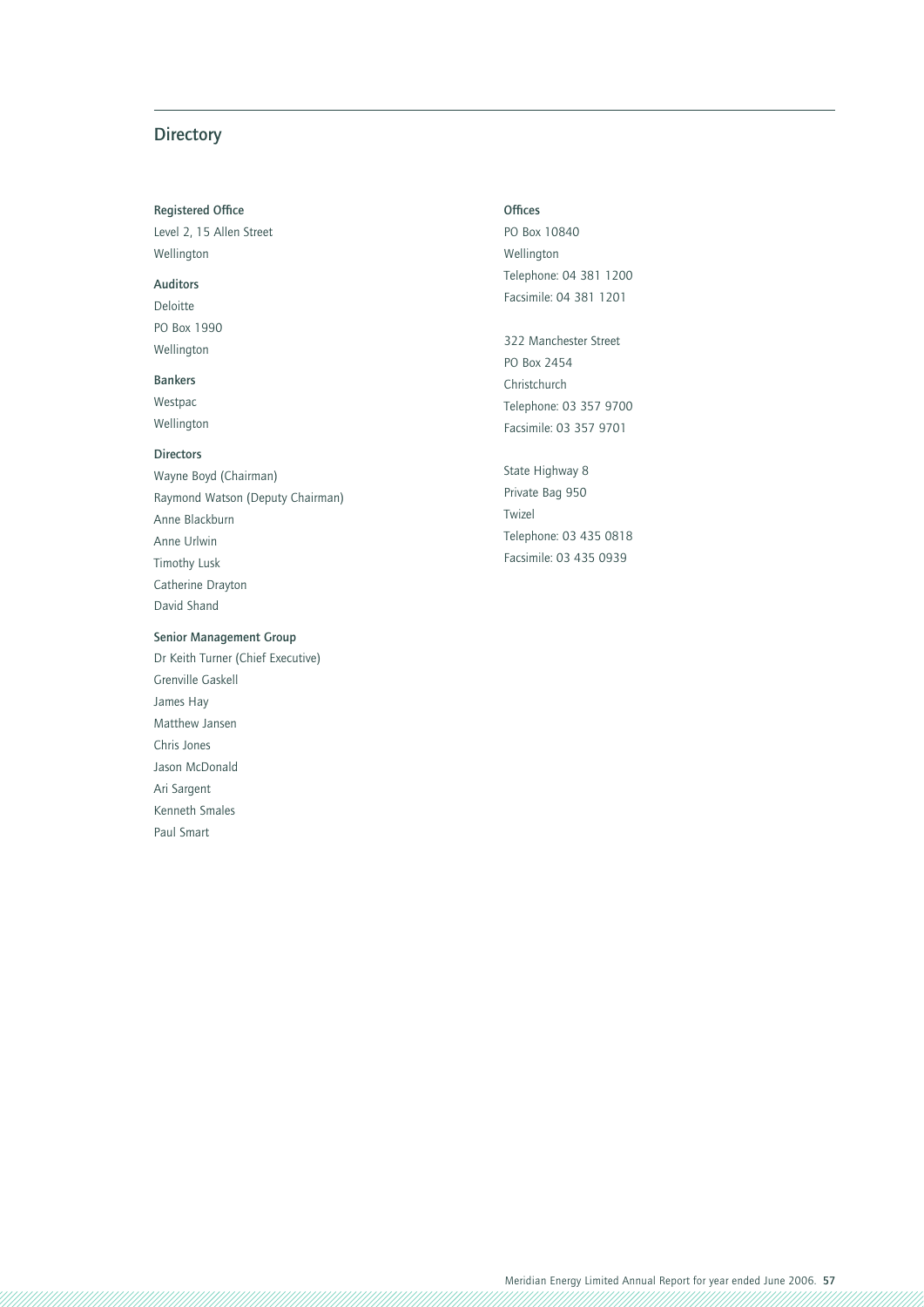## Directory

**Registered Office**
Level 2, 15 Allen Street
Wellington

**Auditors**
Deloitte
PO Box 1990
Wellington

**Bankers**
Westpac
Wellington

**Directors**
Wayne Boyd (Chairman)
Raymond Watson (Deputy Chairman)
Anne Blackburn
Anne Urlwin
Timothy Lusk
Catherine Drayton
David Shand

**Senior Management Group**
Dr Keith Turner (Chief Executive)
Grenville Gaskell
James Hay
Matthew Jansen
Chris Jones
Jason McDonald
Ari Sargent
Kenneth Smales
Paul Smart

**Offices**
PO Box 10840
Wellington
Telephone: 04 381 1200
Facsimile: 04 381 1201

322 Manchester Street
PO Box 2454
Christchurch
Telephone: 03 357 9700
Facsimile: 03 357 9701

State Highway 8
Private Bag 950
Twizel
Telephone: 03 435 0818
Facsimile: 03 435 0939